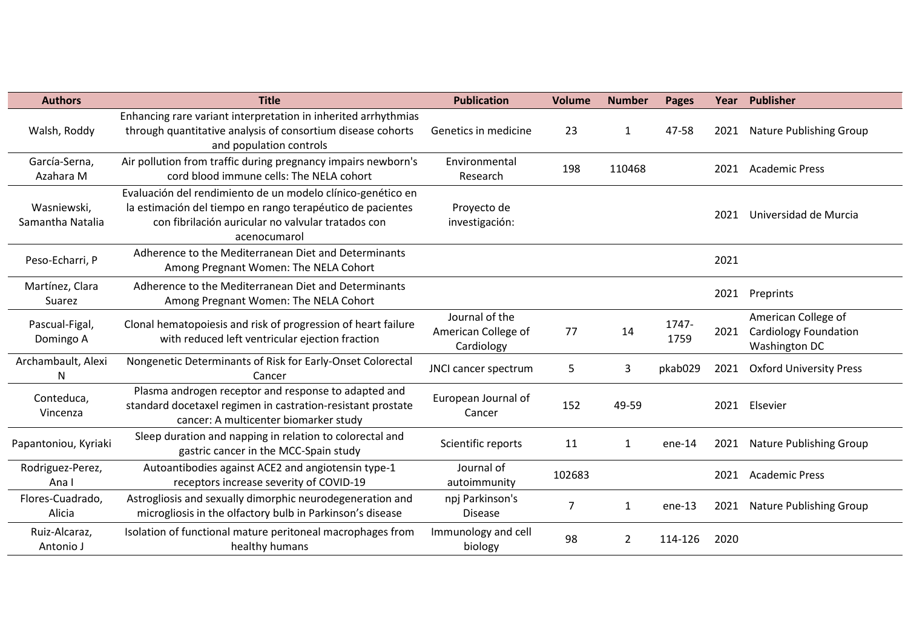| Authors | Title | Publication | Volume | Number | Pages | Year | Publisher |
|---|---|---|---|---|---|---|---|
| Walsh, Roddy | Enhancing rare variant interpretation in inherited arrhythmias through quantitative analysis of consortium disease cohorts and population controls | Genetics in medicine | 23 | 1 | 47-58 | 2021 | Nature Publishing Group |
| García-Serna, Azahara M | Air pollution from traffic during pregnancy impairs newborn's cord blood immune cells: The NELA cohort | Environmental Research | 198 | 110468 | | 2021 | Academic Press |
| Wasniewski, Samantha Natalia | Evaluación del rendimiento de un modelo clínico-genético en la estimación del tiempo en rango terapéutico de pacientes con fibrilación auricular no valvular tratados con acenocumarol | Proyecto de investigación: | | | | 2021 | Universidad de Murcia |
| Peso-Echarri, P | Adherence to the Mediterranean Diet and Determinants Among Pregnant Women: The NELA Cohort | | | | | 2021 | |
| Martínez, Clara Suarez | Adherence to the Mediterranean Diet and Determinants Among Pregnant Women: The NELA Cohort | | | | | 2021 | Preprints |
| Pascual-Figal, Domingo A | Clonal hematopoiesis and risk of progression of heart failure with reduced left ventricular ejection fraction | Journal of the American College of Cardiology | 77 | 14 | 1747-1759 | 2021 | American College of Cardiology Foundation Washington DC |
| Archambault, Alexi N | Nongenetic Determinants of Risk for Early-Onset Colorectal Cancer | JNCI cancer spectrum | 5 | 3 | pkab029 | 2021 | Oxford University Press |
| Conteduca, Vincenza | Plasma androgen receptor and response to adapted and standard docetaxel regimen in castration-resistant prostate cancer: A multicenter biomarker study | European Journal of Cancer | 152 | 49-59 | | 2021 | Elsevier |
| Papantoniou, Kyriaki | Sleep duration and napping in relation to colorectal and gastric cancer in the MCC-Spain study | Scientific reports | 11 | 1 | ene-14 | 2021 | Nature Publishing Group |
| Rodriguez-Perez, Ana I | Autoantibodies against ACE2 and angiotensin type-1 receptors increase severity of COVID-19 | Journal of autoimmunity | 102683 | | | 2021 | Academic Press |
| Flores-Cuadrado, Alicia | Astrogliosis and sexually dimorphic neurodegeneration and microgliosis in the olfactory bulb in Parkinson's disease | npj Parkinson's Disease | 7 | 1 | ene-13 | 2021 | Nature Publishing Group |
| Ruiz-Alcaraz, Antonio J | Isolation of functional mature peritoneal macrophages from healthy humans | Immunology and cell biology | 98 | 2 | 114-126 | 2020 | |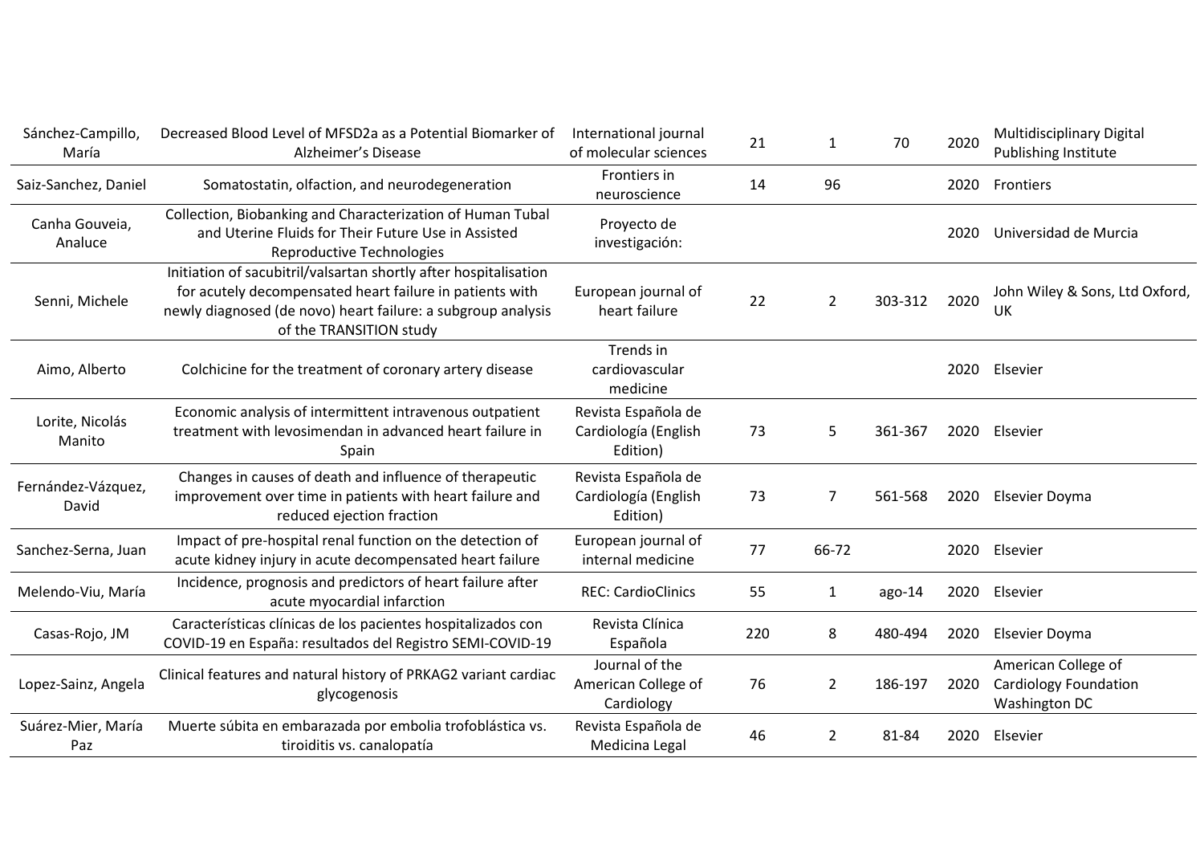| | | | | | | | |
|---|---|---|---|---|---|---|---|
| Sánchez-Campillo, María | Decreased Blood Level of MFSD2a as a Potential Biomarker of Alzheimer's Disease | International journal of molecular sciences | 21 | 1 | 70 | 2020 | Multidisciplinary Digital Publishing Institute |
| Saiz-Sanchez, Daniel | Somatostatin, olfaction, and neurodegeneration | Frontiers in neuroscience | 14 | 96 | | 2020 | Frontiers |
| Canha Gouveia, Analuce | Collection, Biobanking and Characterization of Human Tubal and Uterine Fluids for Their Future Use in Assisted Reproductive Technologies | Proyecto de investigación: | | | | 2020 | Universidad de Murcia |
| Senni, Michele | Initiation of sacubitril/valsartan shortly after hospitalisation for acutely decompensated heart failure in patients with newly diagnosed (de novo) heart failure: a subgroup analysis of the TRANSITION study | European journal of heart failure | 22 | 2 | 303-312 | 2020 | John Wiley & Sons, Ltd Oxford, UK |
| Aimo, Alberto | Colchicine for the treatment of coronary artery disease | Trends in cardiovascular medicine | | | | 2020 | Elsevier |
| Lorite, Nicolás Manito | Economic analysis of intermittent intravenous outpatient treatment with levosimendan in advanced heart failure in Spain | Revista Española de Cardiología (English Edition) | 73 | 5 | 361-367 | 2020 | Elsevier |
| Fernández-Vázquez, David | Changes in causes of death and influence of therapeutic improvement over time in patients with heart failure and reduced ejection fraction | Revista Española de Cardiología (English Edition) | 73 | 7 | 561-568 | 2020 | Elsevier Doyma |
| Sanchez-Serna, Juan | Impact of pre-hospital renal function on the detection of acute kidney injury in acute decompensated heart failure | European journal of internal medicine | 77 | 66-72 | | 2020 | Elsevier |
| Melendo-Viu, María | Incidence, prognosis and predictors of heart failure after acute myocardial infarction | REC: CardioClinics | 55 | 1 | ago-14 | 2020 | Elsevier |
| Casas-Rojo, JM | Características clínicas de los pacientes hospitalizados con COVID-19 en España: resultados del Registro SEMI-COVID-19 | Revista Clínica Española | 220 | 8 | 480-494 | 2020 | Elsevier Doyma |
| Lopez-Sainz, Angela | Clinical features and natural history of PRKAG2 variant cardiac glycogenosis | Journal of the American College of Cardiology | 76 | 2 | 186-197 | 2020 | American College of Cardiology Foundation Washington DC |
| Suárez-Mier, María Paz | Muerte súbita en embarazada por embolia trofoblástica vs. tiroiditis vs. canalopatía | Revista Española de Medicina Legal | 46 | 2 | 81-84 | 2020 | Elsevier |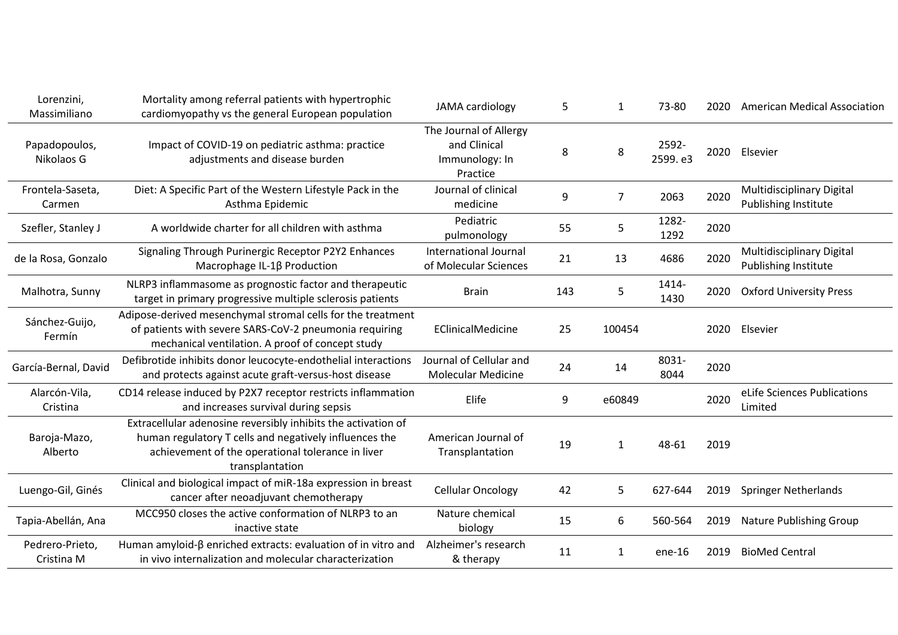| | | | | | | | |
|---|---|---|---|---|---|---|---|
| Lorenzini, Massimiliano | Mortality among referral patients with hypertrophic cardiomyopathy vs the general European population | JAMA cardiology | 5 | 1 | 73-80 | 2020 | American Medical Association |
| Papadopoulos, Nikolaos G | Impact of COVID-19 on pediatric asthma: practice adjustments and disease burden | The Journal of Allergy and Clinical Immunology: In Practice | 8 | 8 | 2592-2599. e3 | 2020 | Elsevier |
| Frontela-Saseta, Carmen | Diet: A Specific Part of the Western Lifestyle Pack in the Asthma Epidemic | Journal of clinical medicine | 9 | 7 | 2063 | 2020 | Multidisciplinary Digital Publishing Institute |
| Szefler, Stanley J | A worldwide charter for all children with asthma | Pediatric pulmonology | 55 | 5 | 1282-1292 | 2020 | |
| de la Rosa, Gonzalo | Signaling Through Purinergic Receptor P2Y2 Enhances Macrophage IL-1β Production | International Journal of Molecular Sciences | 21 | 13 | 4686 | 2020 | Multidisciplinary Digital Publishing Institute |
| Malhotra, Sunny | NLRP3 inflammasome as prognostic factor and therapeutic target in primary progressive multiple sclerosis patients | Brain | 143 | 5 | 1414-1430 | 2020 | Oxford University Press |
| Sánchez-Guijo, Fermín | Adipose-derived mesenchymal stromal cells for the treatment of patients with severe SARS-CoV-2 pneumonia requiring mechanical ventilation. A proof of concept study | EClinicalMedicine | 25 | 100454 | | 2020 | Elsevier |
| García-Bernal, David | Defibrotide inhibits donor leucocyte-endothelial interactions and protects against acute graft-versus-host disease | Journal of Cellular and Molecular Medicine | 24 | 14 | 8031-8044 | 2020 | |
| Alarcón-Vila, Cristina | CD14 release induced by P2X7 receptor restricts inflammation and increases survival during sepsis | Elife | 9 | e60849 | | 2020 | eLife Sciences Publications Limited |
| Baroja-Mazo, Alberto | Extracellular adenosine reversibly inhibits the activation of human regulatory T cells and negatively influences the achievement of the operational tolerance in liver transplantation | American Journal of Transplantation | 19 | 1 | 48-61 | 2019 | |
| Luengo-Gil, Ginés | Clinical and biological impact of miR-18a expression in breast cancer after neoadjuvant chemotherapy | Cellular Oncology | 42 | 5 | 627-644 | 2019 | Springer Netherlands |
| Tapia-Abellán, Ana | MCC950 closes the active conformation of NLRP3 to an inactive state | Nature chemical biology | 15 | 6 | 560-564 | 2019 | Nature Publishing Group |
| Pedrero-Prieto, Cristina M | Human amyloid-β enriched extracts: evaluation of in vitro and in vivo internalization and molecular characterization | Alzheimer's research & therapy | 11 | 1 | ene-16 | 2019 | BioMed Central |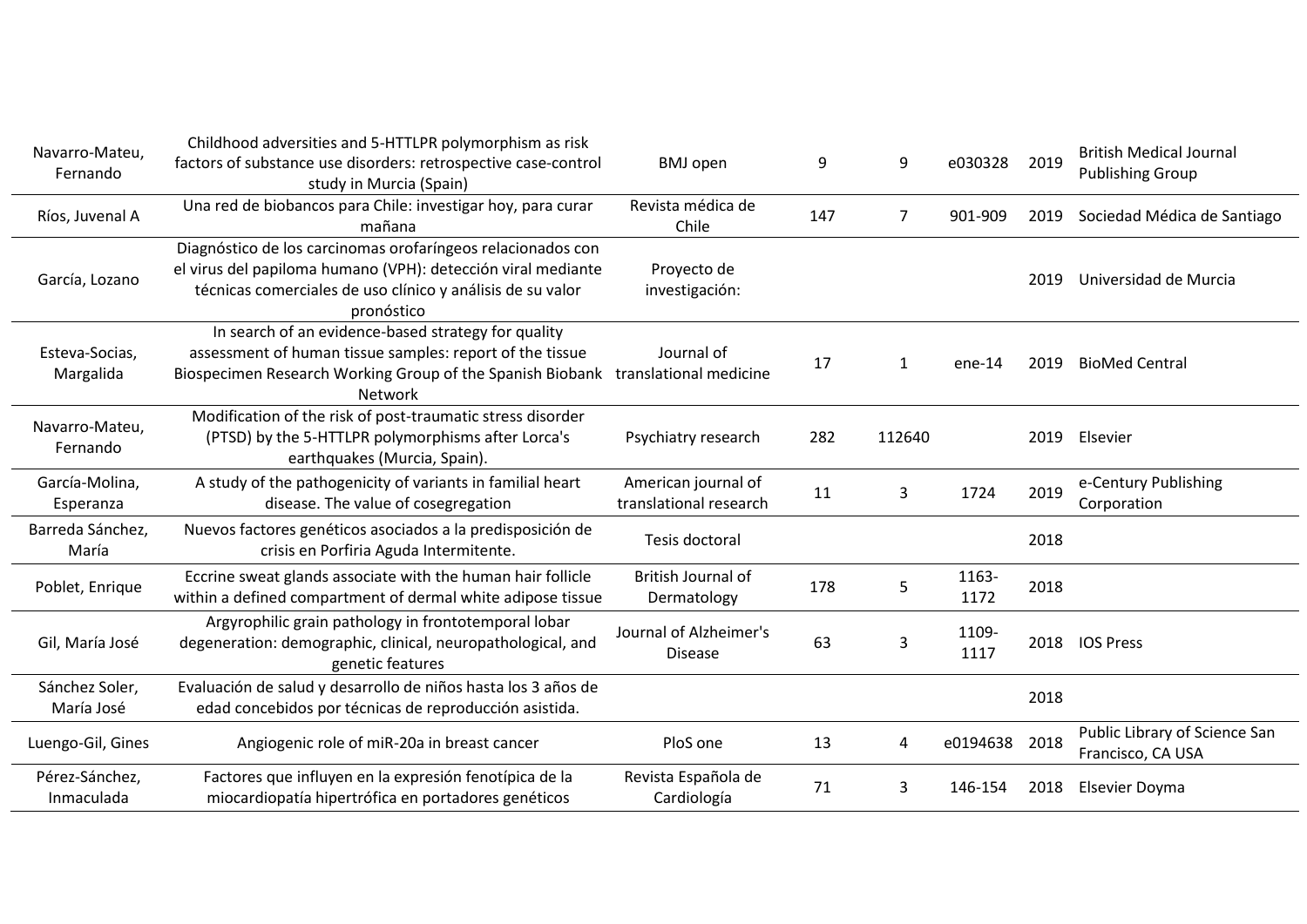| | | | | | | | |
|---|---|---|---|---|---|---|---|
| Navarro-Mateu, Fernando | Childhood adversities and 5-HTTLPR polymorphism as risk factors of substance use disorders: retrospective case-control study in Murcia (Spain) | BMJ open | 9 | 9 | e030328 | 2019 | British Medical Journal Publishing Group |
| Ríos, Juvenal A | Una red de biobancos para Chile: investigar hoy, para curar mañana | Revista médica de Chile | 147 | 7 | 901-909 | 2019 | Sociedad Médica de Santiago |
| García, Lozano | Diagnóstico de los carcinomas orofaríngeos relacionados con el virus del papiloma humano (VPH): detección viral mediante técnicas comerciales de uso clínico y análisis de su valor pronóstico | Proyecto de investigación: | | | | 2019 | Universidad de Murcia |
| Esteva-Socias, Margalida | In search of an evidence-based strategy for quality assessment of human tissue samples: report of the tissue Biospecimen Research Working Group of the Spanish Biobank Network | Journal of translational medicine | 17 | 1 | ene-14 | 2019 | BioMed Central |
| Navarro-Mateu, Fernando | Modification of the risk of post-traumatic stress disorder (PTSD) by the 5-HTTLPR polymorphisms after Lorca's earthquakes (Murcia, Spain). | Psychiatry research | 282 | 112640 | | 2019 | Elsevier |
| García-Molina, Esperanza | A study of the pathogenicity of variants in familial heart disease. The value of cosegregation | American journal of translational research | 11 | 3 | 1724 | 2019 | e-Century Publishing Corporation |
| Barreda Sánchez, María | Nuevos factores genéticos asociados a la predisposición de crisis en Porfiria Aguda Intermitente. | Tesis doctoral | | | | 2018 | |
| Poblet, Enrique | Eccrine sweat glands associate with the human hair follicle within a defined compartment of dermal white adipose tissue | British Journal of Dermatology | 178 | 5 | 1163-1172 | 2018 | |
| Gil, María José | Argyrophilic grain pathology in frontotemporal lobar degeneration: demographic, clinical, neuropathological, and genetic features | Journal of Alzheimer's Disease | 63 | 3 | 1109-1117 | 2018 | IOS Press |
| Sánchez Soler, María José | Evaluación de salud y desarrollo de niños hasta los 3 años de edad concebidos por técnicas de reproducción asistida. | | | | | 2018 | |
| Luengo-Gil, Gines | Angiogenic role of miR-20a in breast cancer | PloS one | 13 | 4 | e0194638 | 2018 | Public Library of Science San Francisco, CA USA |
| Pérez-Sánchez, Inmaculada | Factores que influyen en la expresión fenotípica de la miocardiopatía hipertrófica en portadores genéticos | Revista Española de Cardiología | 71 | 3 | 146-154 | 2018 | Elsevier Doyma |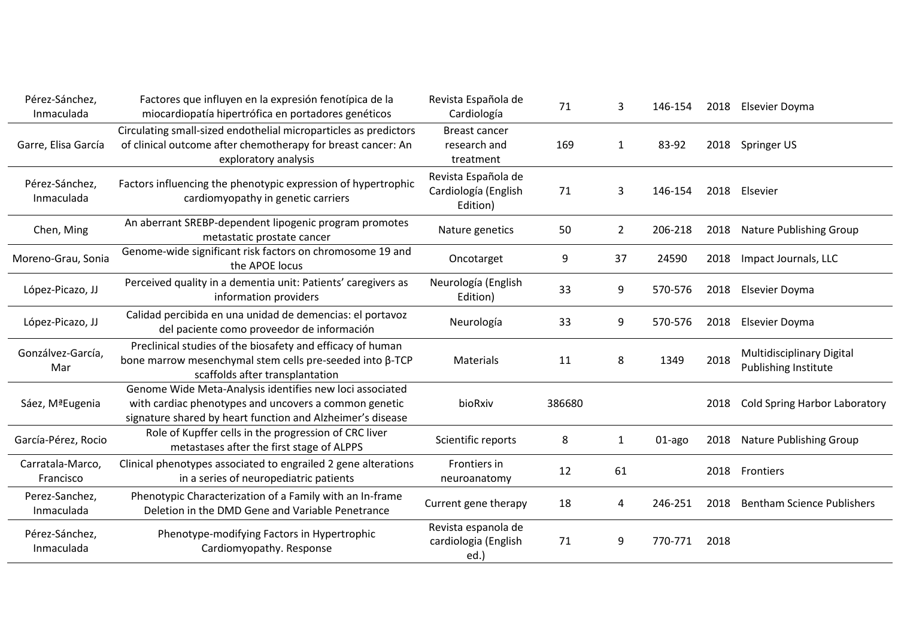| | | | | | | | |
|---|---|---|---|---|---|---|---|
| Pérez-Sánchez, Inmaculada | Factores que influyen en la expresión fenotípica de la miocardiopatía hipertrófica en portadores genéticos | Revista Española de Cardiología | 71 | 3 | 146-154 | 2018 | Elsevier Doyma |
| Garre, Elisa García | Circulating small-sized endothelial microparticles as predictors of clinical outcome after chemotherapy for breast cancer: An exploratory analysis | Breast cancer research and treatment | 169 | 1 | 83-92 | 2018 | Springer US |
| Pérez-Sánchez, Inmaculada | Factors influencing the phenotypic expression of hypertrophic cardiomyopathy in genetic carriers | Revista Española de Cardiología (English Edition) | 71 | 3 | 146-154 | 2018 | Elsevier |
| Chen, Ming | An aberrant SREBP-dependent lipogenic program promotes metastatic prostate cancer | Nature genetics | 50 | 2 | 206-218 | 2018 | Nature Publishing Group |
| Moreno-Grau, Sonia | Genome-wide significant risk factors on chromosome 19 and the APOE locus | Oncotarget | 9 | 37 | 24590 | 2018 | Impact Journals, LLC |
| López-Picazo, JJ | Perceived quality in a dementia unit: Patients' caregivers as information providers | Neurología (English Edition) | 33 | 9 | 570-576 | 2018 | Elsevier Doyma |
| López-Picazo, JJ | Calidad percibida en una unidad de demencias: el portavoz del paciente como proveedor de información | Neurología | 33 | 9 | 570-576 | 2018 | Elsevier Doyma |
| Gonzálvez-García, Mar | Preclinical studies of the biosafety and efficacy of human bone marrow mesenchymal stem cells pre-seeded into β-TCP scaffolds after transplantation | Materials | 11 | 8 | 1349 | 2018 | Multidisciplinary Digital Publishing Institute |
| Sáez, MªEugenia | Genome Wide Meta-Analysis identifies new loci associated with cardiac phenotypes and uncovers a common genetic signature shared by heart function and Alzheimer's disease | bioRxiv | 386680 | | | 2018 | Cold Spring Harbor Laboratory |
| García-Pérez, Rocio | Role of Kupffer cells in the progression of CRC liver metastases after the first stage of ALPPS | Scientific reports | 8 | 1 | 01-ago | 2018 | Nature Publishing Group |
| Carratala-Marco, Francisco | Clinical phenotypes associated to engrailed 2 gene alterations in a series of neuropediatric patients | Frontiers in neuroanatomy | 12 | 61 | | 2018 | Frontiers |
| Perez-Sanchez, Inmaculada | Phenotypic Characterization of a Family with an In-frame Deletion in the DMD Gene and Variable Penetrance | Current gene therapy | 18 | 4 | 246-251 | 2018 | Bentham Science Publishers |
| Pérez-Sánchez, Inmaculada | Phenotype-modifying Factors in Hypertrophic Cardiomyopathy. Response | Revista espanola de cardiologia (English ed.) | 71 | 9 | 770-771 | 2018 | |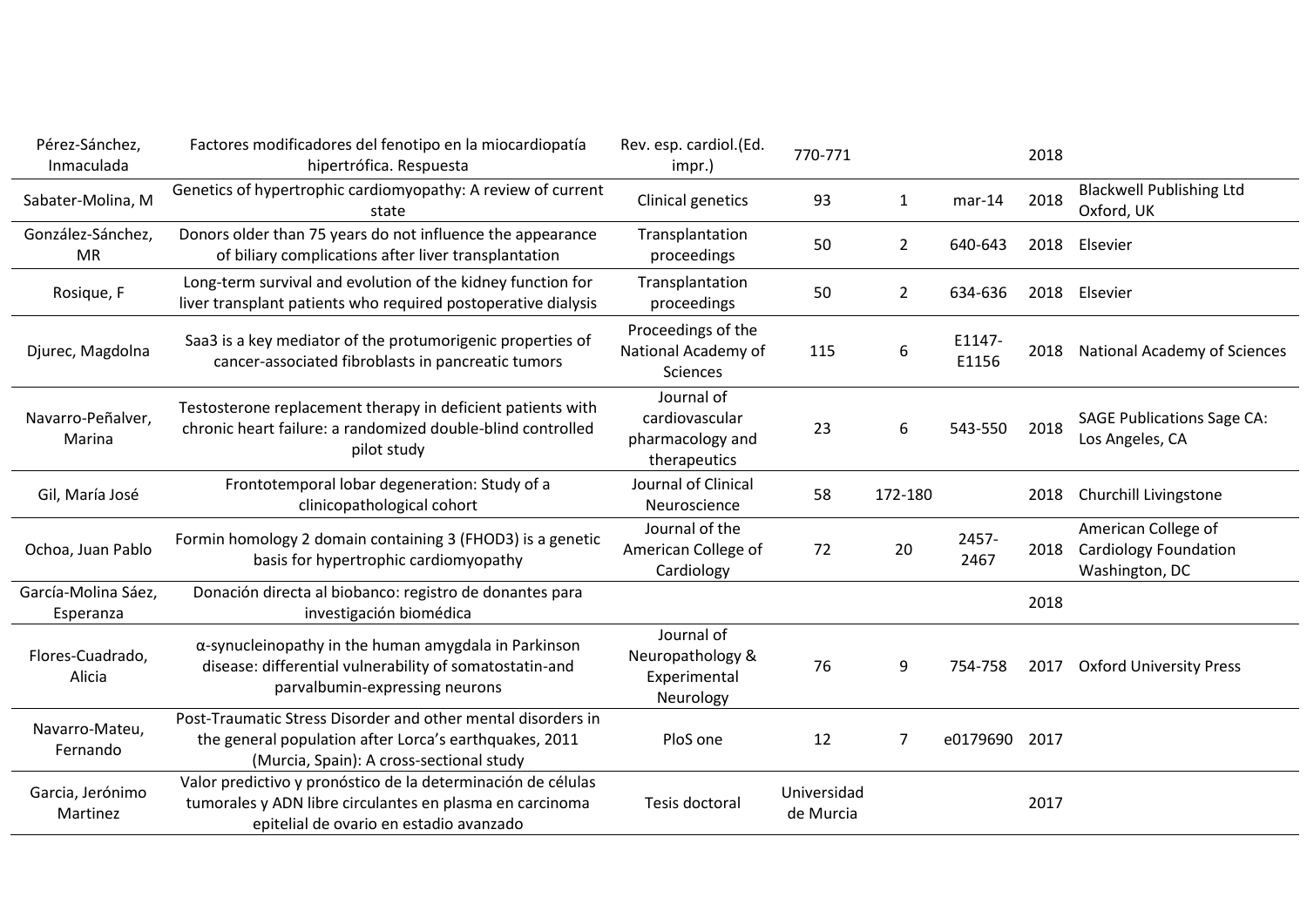| | | | | | | | |
|---|---|---|---|---|---|---|---|
| Pérez-Sánchez, Inmaculada | Factores modificadores del fenotipo en la miocardiopatía hipertrófica. Respuesta | Rev. esp. cardiol.(Ed. impr.) | 770-771 | | | 2018 | |
| Sabater-Molina, M | Genetics of hypertrophic cardiomyopathy: A review of current state | Clinical genetics | 93 | 1 | mar-14 | 2018 | Blackwell Publishing Ltd Oxford, UK |
| González-Sánchez, MR | Donors older than 75 years do not influence the appearance of biliary complications after liver transplantation | Transplantation proceedings | 50 | 2 | 640-643 | 2018 | Elsevier |
| Rosique, F | Long-term survival and evolution of the kidney function for liver transplant patients who required postoperative dialysis | Transplantation proceedings | 50 | 2 | 634-636 | 2018 | Elsevier |
| Djurec, Magdolna | Saa3 is a key mediator of the protumorigenic properties of cancer-associated fibroblasts in pancreatic tumors | Proceedings of the National Academy of Sciences | 115 | 6 | E1147-E1156 | 2018 | National Academy of Sciences |
| Navarro-Peñalver, Marina | Testosterone replacement therapy in deficient patients with chronic heart failure: a randomized double-blind controlled pilot study | Journal of cardiovascular pharmacology and therapeutics | 23 | 6 | 543-550 | 2018 | SAGE Publications Sage CA: Los Angeles, CA |
| Gil, María José | Frontotemporal lobar degeneration: Study of a clinicopathological cohort | Journal of Clinical Neuroscience | 58 | 172-180 | | 2018 | Churchill Livingstone |
| Ochoa, Juan Pablo | Formin homology 2 domain containing 3 (FHOD3) is a genetic basis for hypertrophic cardiomyopathy | Journal of the American College of Cardiology | 72 | 20 | 2457-2467 | 2018 | American College of Cardiology Foundation Washington, DC |
| García-Molina Sáez, Esperanza | Donación directa al biobanco: registro de donantes para investigación biomédica | | | | | 2018 | |
| Flores-Cuadrado, Alicia | α-synucleinopathy in the human amygdala in Parkinson disease: differential vulnerability of somatostatin-and parvalbumin-expressing neurons | Journal of Neuropathology & Experimental Neurology | 76 | 9 | 754-758 | 2017 | Oxford University Press |
| Navarro-Mateu, Fernando | Post-Traumatic Stress Disorder and other mental disorders in the general population after Lorca's earthquakes, 2011 (Murcia, Spain): A cross-sectional study | PloS one | 12 | 7 | e0179690 | 2017 | |
| Garcia, Jerónimo Martinez | Valor predictivo y pronóstico de la determinación de células tumorales y ADN libre circulantes en plasma en carcinoma epitelial de ovario en estadio avanzado | Tesis doctoral | Universidad de Murcia | | | 2017 | |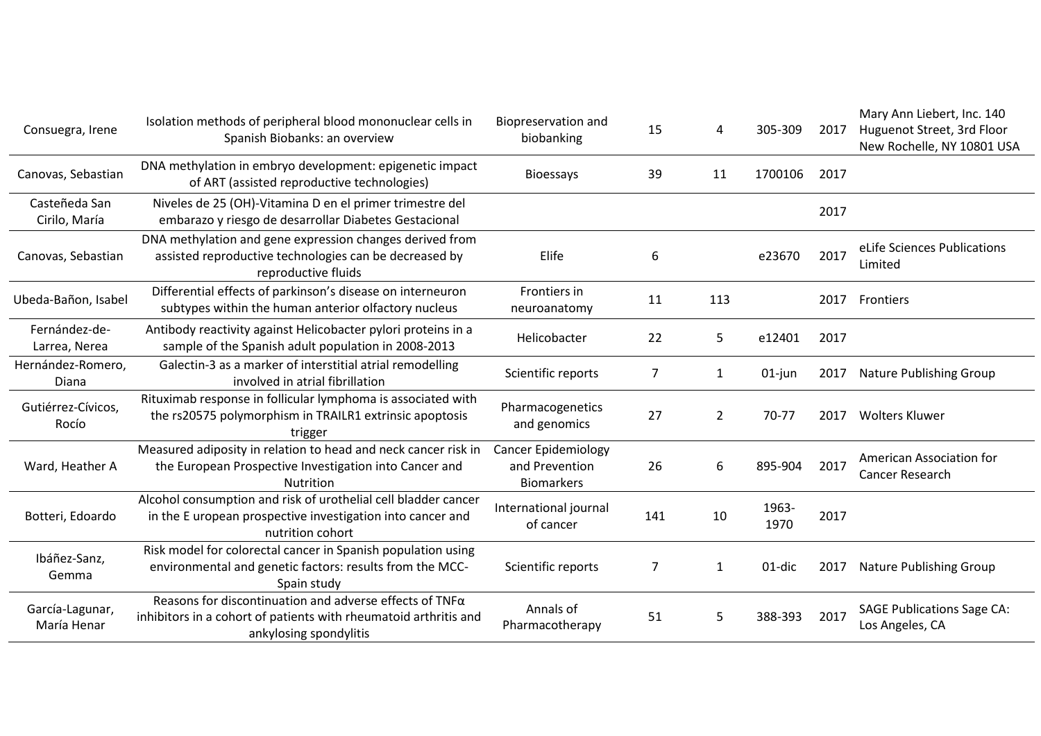| | | | | | | | |
|---|---|---|---|---|---|---|---|
| Consuegra, Irene | Isolation methods of peripheral blood mononuclear cells in Spanish Biobanks: an overview | Biopreservation and biobanking | 15 | 4 | 305-309 | 2017 | Mary Ann Liebert, Inc. 140 Huguenot Street, 3rd Floor New Rochelle, NY 10801 USA |
| Canovas, Sebastian | DNA methylation in embryo development: epigenetic impact of ART (assisted reproductive technologies) | Bioessays | 39 | 11 | 1700106 | 2017 | |
| Casteñeda San Cirilo, María | Niveles de 25 (OH)-Vitamina D en el primer trimestre del embarazo y riesgo de desarrollar Diabetes Gestacional | | | | | 2017 | |
| Canovas, Sebastian | DNA methylation and gene expression changes derived from assisted reproductive technologies can be decreased by reproductive fluids | Elife | 6 | | e23670 | 2017 | eLife Sciences Publications Limited |
| Ubeda-Bañon, Isabel | Differential effects of parkinson's disease on interneuron subtypes within the human anterior olfactory nucleus | Frontiers in neuroanatomy | 11 | 113 | | 2017 | Frontiers |
| Fernández-de-Larrea, Nerea | Antibody reactivity against Helicobacter pylori proteins in a sample of the Spanish adult population in 2008-2013 | Helicobacter | 22 | 5 | e12401 | 2017 | |
| Hernández-Romero, Diana | Galectin-3 as a marker of interstitial atrial remodelling involved in atrial fibrillation | Scientific reports | 7 | 1 | 01-jun | 2017 | Nature Publishing Group |
| Gutiérrez-Cívicos, Rocío | Rituximab response in follicular lymphoma is associated with the rs20575 polymorphism in TRAILR1 extrinsic apoptosis trigger | Pharmacogenetics and genomics | 27 | 2 | 70-77 | 2017 | Wolters Kluwer |
| Ward, Heather A | Measured adiposity in relation to head and neck cancer risk in the European Prospective Investigation into Cancer and Nutrition | Cancer Epidemiology and Prevention Biomarkers | 26 | 6 | 895-904 | 2017 | American Association for Cancer Research |
| Botteri, Edoardo | Alcohol consumption and risk of urothelial cell bladder cancer in the E uropean prospective investigation into cancer and nutrition cohort | International journal of cancer | 141 | 10 | 1963-1970 | 2017 | |
| Ibáñez-Sanz, Gemma | Risk model for colorectal cancer in Spanish population using environmental and genetic factors: results from the MCC-Spain study | Scientific reports | 7 | 1 | 01-dic | 2017 | Nature Publishing Group |
| García-Lagunar, María Henar | Reasons for discontinuation and adverse effects of TNFα inhibitors in a cohort of patients with rheumatoid arthritis and ankylosing spondylitis | Annals of Pharmacotherapy | 51 | 5 | 388-393 | 2017 | SAGE Publications Sage CA: Los Angeles, CA |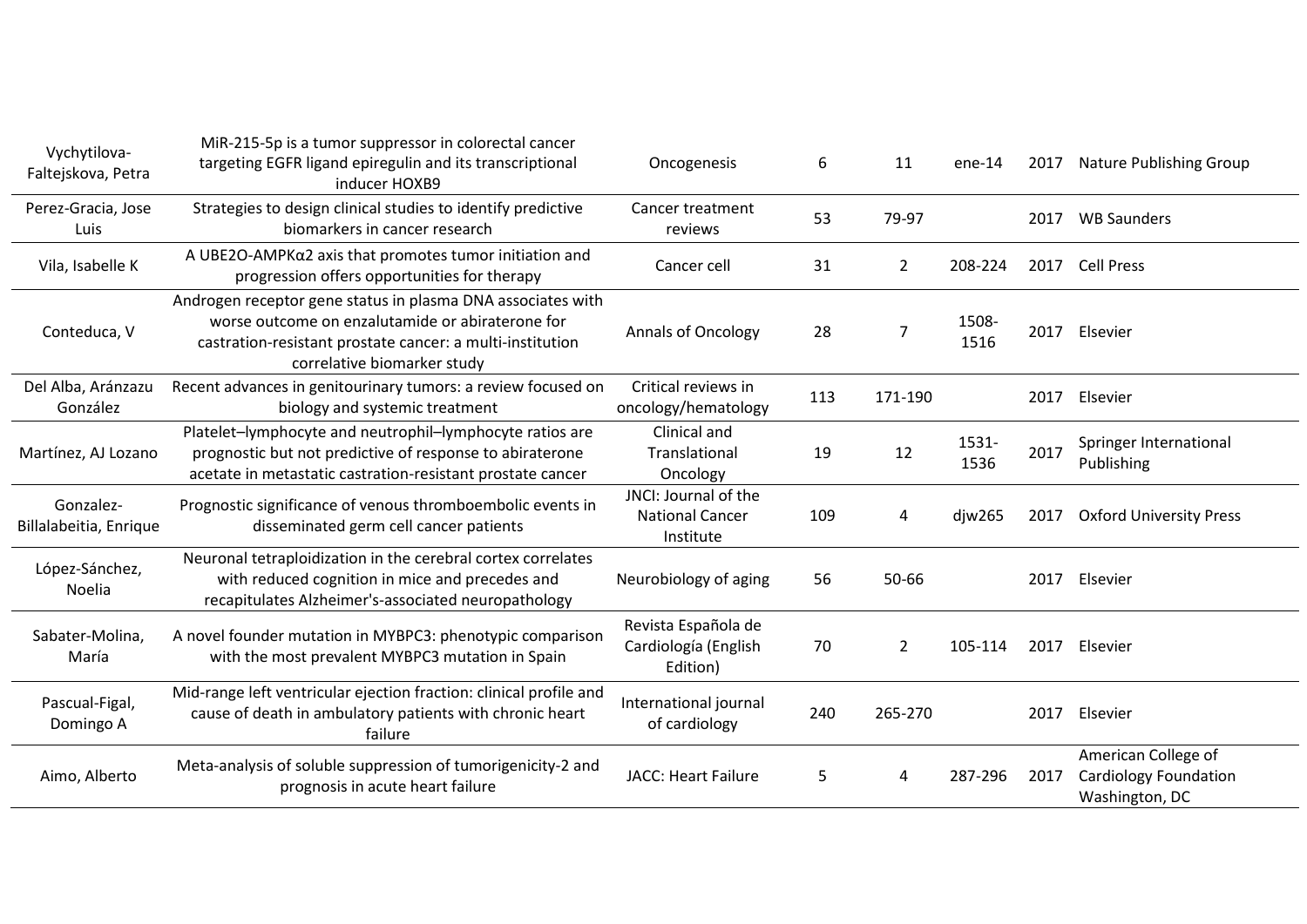| | | | | | | | |
|---|---|---|---|---|---|---|---|
| Vychytilova-Faltejskova, Petra | MiR-215-5p is a tumor suppressor in colorectal cancer targeting EGFR ligand epiregulin and its transcriptional inducer HOXB9 | Oncogenesis | 6 | 11 | ene-14 | 2017 | Nature Publishing Group |
| Perez-Gracia, Jose Luis | Strategies to design clinical studies to identify predictive biomarkers in cancer research | Cancer treatment reviews | 53 | 79-97 | | 2017 | WB Saunders |
| Vila, Isabelle K | A UBE2O-AMPKα2 axis that promotes tumor initiation and progression offers opportunities for therapy | Cancer cell | 31 | 2 | 208-224 | 2017 | Cell Press |
| Conteduca, V | Androgen receptor gene status in plasma DNA associates with worse outcome on enzalutamide or abiraterone for castration-resistant prostate cancer: a multi-institution correlative biomarker study | Annals of Oncology | 28 | 7 | 1508-1516 | 2017 | Elsevier |
| Del Alba, Aránzazu González | Recent advances in genitourinary tumors: a review focused on biology and systemic treatment | Critical reviews in oncology/hematology | 113 | 171-190 | | 2017 | Elsevier |
| Martínez, AJ Lozano | Platelet–lymphocyte and neutrophil–lymphocyte ratios are prognostic but not predictive of response to abiraterone acetate in metastatic castration-resistant prostate cancer | Clinical and Translational Oncology | 19 | 12 | 1531-1536 | 2017 | Springer International Publishing |
| Gonzalez-Billalabeitia, Enrique | Prognostic significance of venous thromboembolic events in disseminated germ cell cancer patients | JNCI: Journal of the National Cancer Institute | 109 | 4 | djw265 | 2017 | Oxford University Press |
| López-Sánchez, Noelia | Neuronal tetraploidization in the cerebral cortex correlates with reduced cognition in mice and precedes and recapitulates Alzheimer's-associated neuropathology | Neurobiology of aging | 56 | 50-66 | | 2017 | Elsevier |
| Sabater-Molina, María | A novel founder mutation in MYBPC3: phenotypic comparison with the most prevalent MYBPC3 mutation in Spain | Revista Española de Cardiología (English Edition) | 70 | 2 | 105-114 | 2017 | Elsevier |
| Pascual-Figal, Domingo A | Mid-range left ventricular ejection fraction: clinical profile and cause of death in ambulatory patients with chronic heart failure | International journal of cardiology | 240 | 265-270 | | 2017 | Elsevier |
| Aimo, Alberto | Meta-analysis of soluble suppression of tumorigenicity-2 and prognosis in acute heart failure | JACC: Heart Failure | 5 | 4 | 287-296 | 2017 | American College of Cardiology Foundation Washington, DC |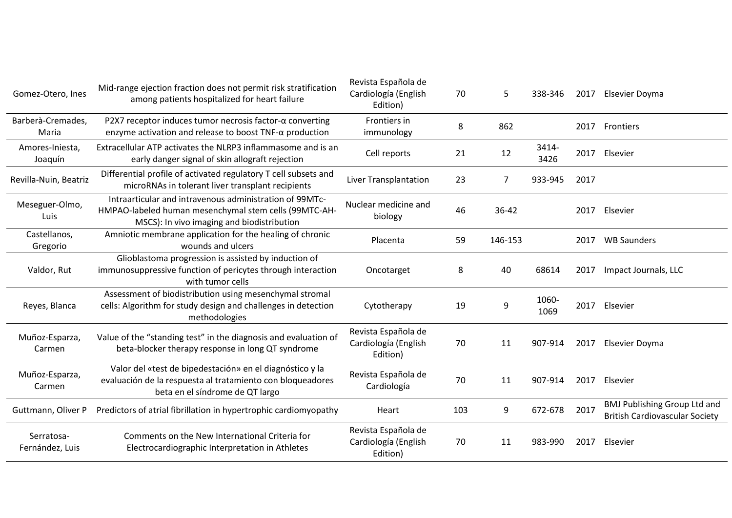| | | | | | | | |
|---|---|---|---|---|---|---|---|
| Gomez-Otero, Ines | Mid-range ejection fraction does not permit risk stratification among patients hospitalized for heart failure | Revista Española de Cardiología (English Edition) | 70 | 5 | 338-346 | 2017 | Elsevier Doyma |
| Barberà-Cremades, Maria | P2X7 receptor induces tumor necrosis factor-α converting enzyme activation and release to boost TNF-α production | Frontiers in immunology | 8 | 862 | | 2017 | Frontiers |
| Amores-Iniesta, Joaquín | Extracellular ATP activates the NLRP3 inflammasome and is an early danger signal of skin allograft rejection | Cell reports | 21 | 12 | 3414-3426 | 2017 | Elsevier |
| Revilla-Nuin, Beatriz | Differential profile of activated regulatory T cell subsets and microRNAs in tolerant liver transplant recipients | Liver Transplantation | 23 | 7 | 933-945 | 2017 | |
| Meseguer-Olmo, Luis | Intraarticular and intravenous administration of 99MTc-HMPAO-labeled human mesenchymal stem cells (99MTC-AH-MSCS): In vivo imaging and biodistribution | Nuclear medicine and biology | 46 | 36-42 | | 2017 | Elsevier |
| Castellanos, Gregorio | Amniotic membrane application for the healing of chronic wounds and ulcers | Placenta | 59 | 146-153 | | 2017 | WB Saunders |
| Valdor, Rut | Glioblastoma progression is assisted by induction of immunosuppressive function of pericytes through interaction with tumor cells | Oncotarget | 8 | 40 | 68614 | 2017 | Impact Journals, LLC |
| Reyes, Blanca | Assessment of biodistribution using mesenchymal stromal cells: Algorithm for study design and challenges in detection methodologies | Cytotherapy | 19 | 9 | 1060-1069 | 2017 | Elsevier |
| Muñoz-Esparza, Carmen | Value of the “standing test” in the diagnosis and evaluation of beta-blocker therapy response in long QT syndrome | Revista Española de Cardiología (English Edition) | 70 | 11 | 907-914 | 2017 | Elsevier Doyma |
| Muñoz-Esparza, Carmen | Valor del «test de bipedestación» en el diagnóstico y la evaluación de la respuesta al tratamiento con bloqueadores beta en el síndrome de QT largo | Revista Española de Cardiología | 70 | 11 | 907-914 | 2017 | Elsevier |
| Guttmann, Oliver P | Predictors of atrial fibrillation in hypertrophic cardiomyopathy | Heart | 103 | 9 | 672-678 | 2017 | BMJ Publishing Group Ltd and British Cardiovascular Society |
| Serratosa-Fernández, Luis | Comments on the New International Criteria for Electrocardiographic Interpretation in Athletes | Revista Española de Cardiología (English Edition) | 70 | 11 | 983-990 | 2017 | Elsevier |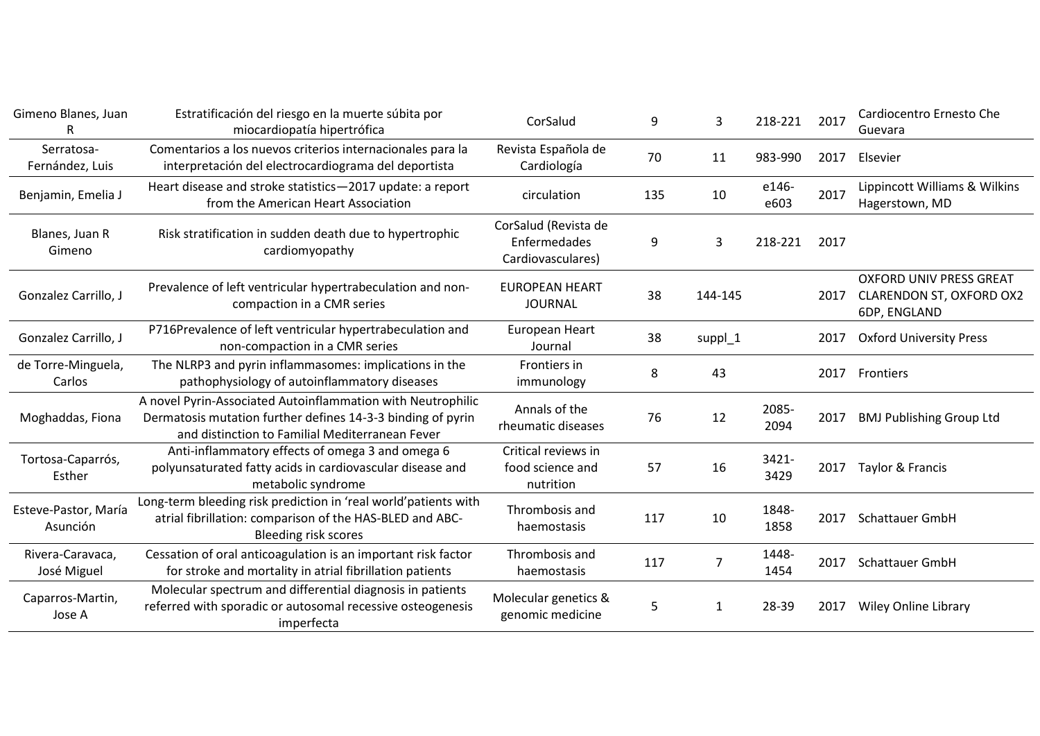| | | | | | | | |
|---|---|---|---|---|---|---|---|
| Gimeno Blanes, Juan R | Estratificación del riesgo en la muerte súbita por miocardiopatía hipertrófica | CorSalud | 9 | 3 | 218-221 | 2017 | Cardiocentro Ernesto Che Guevara |
| Serratosa-Fernández, Luis | Comentarios a los nuevos criterios internacionales para la interpretación del electrocardiograma del deportista | Revista Española de Cardiología | 70 | 11 | 983-990 | 2017 | Elsevier |
| Benjamin, Emelia J | Heart disease and stroke statistics—2017 update: a report from the American Heart Association | circulation | 135 | 10 | e146-e603 | 2017 | Lippincott Williams & Wilkins Hagerstown, MD |
| Blanes, Juan R Gimeno | Risk stratification in sudden death due to hypertrophic cardiomyopathy | CorSalud (Revista de Enfermedades Cardiovasculares) | 9 | 3 | 218-221 | 2017 | |
| Gonzalez Carrillo, J | Prevalence of left ventricular hypertrabeculation and non-compaction in a CMR series | EUROPEAN HEART JOURNAL | 38 | 144-145 | | 2017 | OXFORD UNIV PRESS GREAT CLARENDON ST, OXFORD OX2 6DP, ENGLAND |
| Gonzalez Carrillo, J | P716Prevalence of left ventricular hypertrabeculation and non-compaction in a CMR series | European Heart Journal | 38 | suppl_1 | | 2017 | Oxford University Press |
| de Torre-Minguela, Carlos | The NLRP3 and pyrin inflammasomes: implications in the pathophysiology of autoinflammatory diseases | Frontiers in immunology | 8 | 43 | | 2017 | Frontiers |
| Moghaddas, Fiona | A novel Pyrin-Associated Autoinflammation with Neutrophilic Dermatosis mutation further defines 14-3-3 binding of pyrin and distinction to Familial Mediterranean Fever | Annals of the rheumatic diseases | 76 | 12 | 2085-2094 | 2017 | BMJ Publishing Group Ltd |
| Tortosa-Caparrós, Esther | Anti-inflammatory effects of omega 3 and omega 6 polyunsaturated fatty acids in cardiovascular disease and metabolic syndrome | Critical reviews in food science and nutrition | 57 | 16 | 3421-3429 | 2017 | Taylor & Francis |
| Esteve-Pastor, María Asunción | Long-term bleeding risk prediction in 'real world'patients with atrial fibrillation: comparison of the HAS-BLED and ABC-Bleeding risk scores | Thrombosis and haemostasis | 117 | 10 | 1848-1858 | 2017 | Schattauer GmbH |
| Rivera-Caravaca, José Miguel | Cessation of oral anticoagulation is an important risk factor for stroke and mortality in atrial fibrillation patients | Thrombosis and haemostasis | 117 | 7 | 1448-1454 | 2017 | Schattauer GmbH |
| Caparros-Martin, Jose A | Molecular spectrum and differential diagnosis in patients referred with sporadic or autosomal recessive osteogenesis imperfecta | Molecular genetics & genomic medicine | 5 | 1 | 28-39 | 2017 | Wiley Online Library |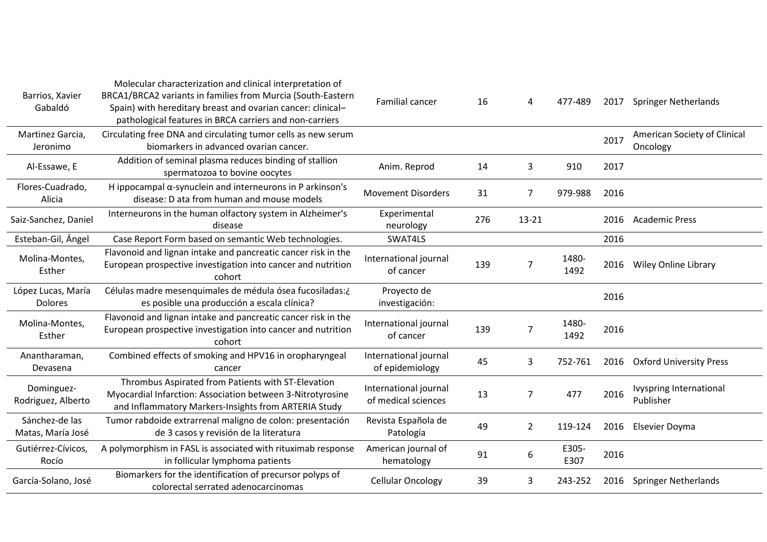| | | | | | | | |
|---|---|---|---|---|---|---|---|
| Barrios, Xavier Gabaldó | Molecular characterization and clinical interpretation of BRCA1/BRCA2 variants in families from Murcia (South-Eastern Spain) with hereditary breast and ovarian cancer: clinical–pathological features in BRCA carriers and non-carriers | Familial cancer | 16 | 4 | 477-489 | 2017 | Springer Netherlands |
| Martinez Garcia, Jeronimo | Circulating free DNA and circulating tumor cells as new serum biomarkers in advanced ovarian cancer. | | | | | 2017 | American Society of Clinical Oncology |
| Al-Essawe, E | Addition of seminal plasma reduces binding of stallion spermatozoa to bovine oocytes | Anim. Reprod | 14 | 3 | 910 | 2017 | |
| Flores-Cuadrado, Alicia | H ippocampal α-synuclein and interneurons in P arkinson's disease: D ata from human and mouse models | Movement Disorders | 31 | 7 | 979-988 | 2016 | |
| Saiz-Sanchez, Daniel | Interneurons in the human olfactory system in Alzheimer's disease | Experimental neurology | 276 | 13-21 | | 2016 | Academic Press |
| Esteban-Gil, Ángel | Case Report Form based on semantic Web technologies. | SWAT4LS | | | | 2016 | |
| Molina-Montes, Esther | Flavonoid and lignan intake and pancreatic cancer risk in the European prospective investigation into cancer and nutrition cohort | International journal of cancer | 139 | 7 | 1480-1492 | 2016 | Wiley Online Library |
| López Lucas, María Dolores | Células madre mesenquimales de médula ósea fucosiladas:¿ es posible una producción a escala clínica? | Proyecto de investigación: | | | | 2016 | |
| Molina-Montes, Esther | Flavonoid and lignan intake and pancreatic cancer risk in the European prospective investigation into cancer and nutrition cohort | International journal of cancer | 139 | 7 | 1480-1492 | 2016 | |
| Anantharaman, Devasena | Combined effects of smoking and HPV16 in oropharyngeal cancer | International journal of epidemiology | 45 | 3 | 752-761 | 2016 | Oxford University Press |
| Dominguez-Rodriguez, Alberto | Thrombus Aspirated from Patients with ST-Elevation Myocardial Infarction: Association between 3-Nitrotyrosine and Inflammatory Markers-Insights from ARTERIA Study | International journal of medical sciences | 13 | 7 | 477 | 2016 | Ivyspring International Publisher |
| Sánchez-de las Matas, María José | Tumor rabdoide extrarrenal maligno de colon: presentación de 3 casos y revisión de la literatura | Revista Española de Patología | 49 | 2 | 119-124 | 2016 | Elsevier Doyma |
| Gutiérrez-Cívicos, Rocío | A polymorphism in FASL is associated with rituximab response in follicular lymphoma patients | American journal of hematology | 91 | 6 | E305-E307 | 2016 | |
| García-Solano, José | Biomarkers for the identification of precursor polyps of colorectal serrated adenocarcinomas | Cellular Oncology | 39 | 3 | 243-252 | 2016 | Springer Netherlands |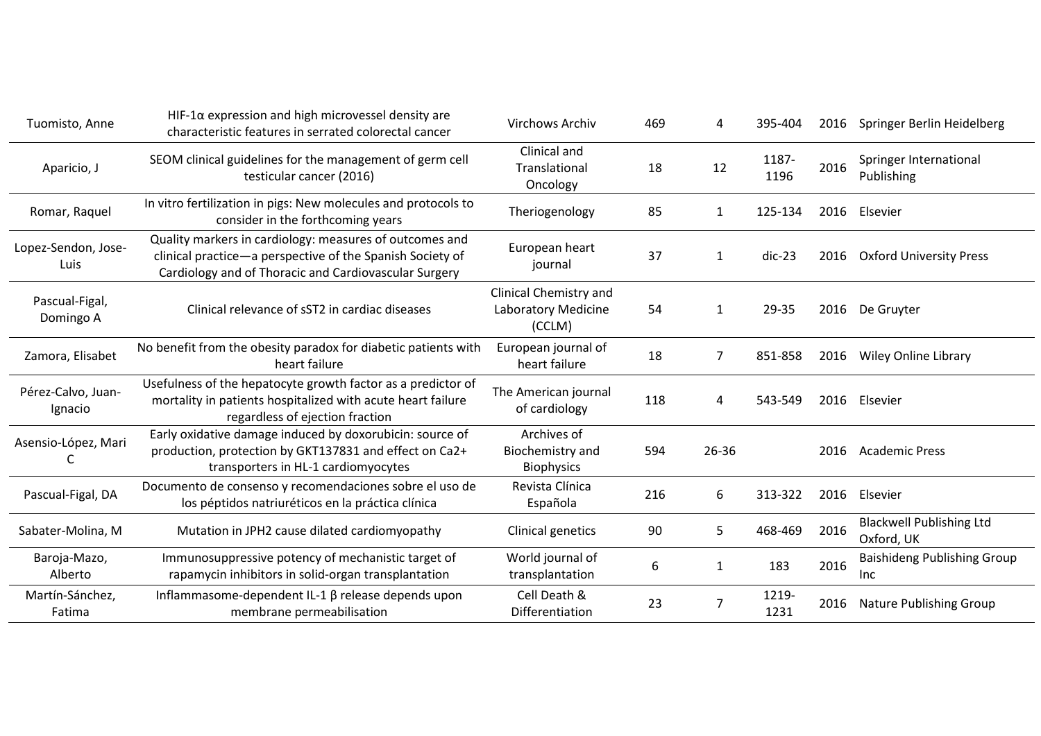| | | | | | | | |
|---|---|---|---|---|---|---|---|
| Tuomisto, Anne | HIF-1α expression and high microvessel density are characteristic features in serrated colorectal cancer | Virchows Archiv | 469 | 4 | 395-404 | 2016 | Springer Berlin Heidelberg |
| Aparicio, J | SEOM clinical guidelines for the management of germ cell testicular cancer (2016) | Clinical and Translational Oncology | 18 | 12 | 1187-1196 | 2016 | Springer International Publishing |
| Romar, Raquel | In vitro fertilization in pigs: New molecules and protocols to consider in the forthcoming years | Theriogenology | 85 | 1 | 125-134 | 2016 | Elsevier |
| Lopez-Sendon, Jose-Luis | Quality markers in cardiology: measures of outcomes and clinical practice—a perspective of the Spanish Society of Cardiology and of Thoracic and Cardiovascular Surgery | European heart journal | 37 | 1 | dic-23 | 2016 | Oxford University Press |
| Pascual-Figal, Domingo A | Clinical relevance of sST2 in cardiac diseases | Clinical Chemistry and Laboratory Medicine (CCLM) | 54 | 1 | 29-35 | 2016 | De Gruyter |
| Zamora, Elisabet | No benefit from the obesity paradox for diabetic patients with heart failure | European journal of heart failure | 18 | 7 | 851-858 | 2016 | Wiley Online Library |
| Pérez-Calvo, Juan-Ignacio | Usefulness of the hepatocyte growth factor as a predictor of mortality in patients hospitalized with acute heart failure regardless of ejection fraction | The American journal of cardiology | 118 | 4 | 543-549 | 2016 | Elsevier |
| Asensio-López, Mari C | Early oxidative damage induced by doxorubicin: source of production, protection by GKT137831 and effect on Ca2+ transporters in HL-1 cardiomyocytes | Archives of Biochemistry and Biophysics | 594 | 26-36 | | 2016 | Academic Press |
| Pascual-Figal, DA | Documento de consenso y recomendaciones sobre el uso de los péptidos natriuréticos en la práctica clínica | Revista Clínica Española | 216 | 6 | 313-322 | 2016 | Elsevier |
| Sabater-Molina, M | Mutation in JPH2 cause dilated cardiomyopathy | Clinical genetics | 90 | 5 | 468-469 | 2016 | Blackwell Publishing Ltd Oxford, UK |
| Baroja-Mazo, Alberto | Immunosuppressive potency of mechanistic target of rapamycin inhibitors in solid-organ transplantation | World journal of transplantation | 6 | 1 | 183 | 2016 | Baishideng Publishing Group Inc |
| Martín-Sánchez, Fatima | Inflammasome-dependent IL-1 β release depends upon membrane permeabilisation | Cell Death & Differentiation | 23 | 7 | 1219-1231 | 2016 | Nature Publishing Group |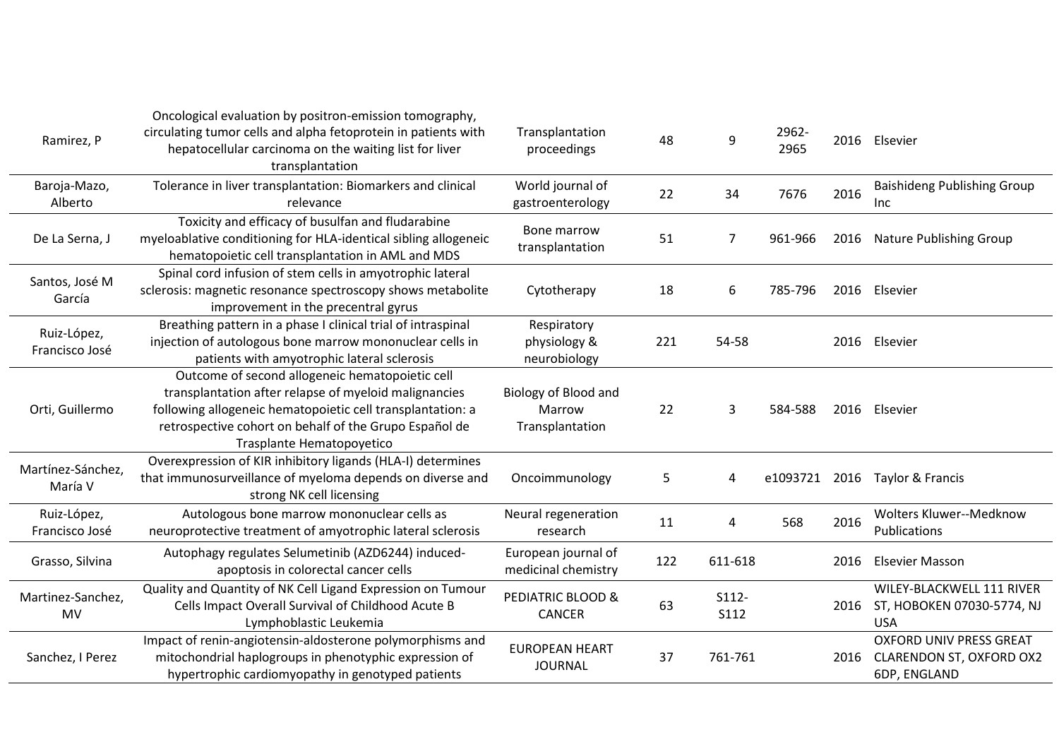| | | | | | | | |
|---|---|---|---|---|---|---|---|
| Ramirez, P | Oncological evaluation by positron-emission tomography, circulating tumor cells and alpha fetoprotein in patients with hepatocellular carcinoma on the waiting list for liver transplantation | Transplantation proceedings | 48 | 9 | 2962-2965 | 2016 | Elsevier |
| Baroja-Mazo, Alberto | Tolerance in liver transplantation: Biomarkers and clinical relevance | World journal of gastroenterology | 22 | 34 | 7676 | 2016 | Baishideng Publishing Group Inc |
| De La Serna, J | Toxicity and efficacy of busulfan and fludarabine myeloablative conditioning for HLA-identical sibling allogeneic hematopoietic cell transplantation in AML and MDS | Bone marrow transplantation | 51 | 7 | 961-966 | 2016 | Nature Publishing Group |
| Santos, José M García | Spinal cord infusion of stem cells in amyotrophic lateral sclerosis: magnetic resonance spectroscopy shows metabolite improvement in the precentral gyrus | Cytotherapy | 18 | 6 | 785-796 | 2016 | Elsevier |
| Ruiz-López, Francisco José | Breathing pattern in a phase I clinical trial of intraspinal injection of autologous bone marrow mononuclear cells in patients with amyotrophic lateral sclerosis | Respiratory physiology & neurobiology | 221 | 54-58 | | 2016 | Elsevier |
| Orti, Guillermo | Outcome of second allogeneic hematopoietic cell transplantation after relapse of myeloid malignancies following allogeneic hematopoietic cell transplantation: a retrospective cohort on behalf of the Grupo Español de Trasplante Hematopoyetico | Biology of Blood and Marrow Transplantation | 22 | 3 | 584-588 | 2016 | Elsevier |
| Martínez-Sánchez, María V | Overexpression of KIR inhibitory ligands (HLA-I) determines that immunosurveillance of myeloma depends on diverse and strong NK cell licensing | Oncoimmunology | 5 | 4 | e1093721 | 2016 | Taylor & Francis |
| Ruiz-López, Francisco José | Autologous bone marrow mononuclear cells as neuroprotective treatment of amyotrophic lateral sclerosis | Neural regeneration research | 11 | 4 | 568 | 2016 | Wolters Kluwer--Medknow Publications |
| Grasso, Silvina | Autophagy regulates Selumetinib (AZD6244) induced-apoptosis in colorectal cancer cells | European journal of medicinal chemistry | 122 | 611-618 | | 2016 | Elsevier Masson |
| Martinez-Sanchez, MV | Quality and Quantity of NK Cell Ligand Expression on Tumour Cells Impact Overall Survival of Childhood Acute B Lymphoblastic Leukemia | PEDIATRIC BLOOD & CANCER | 63 | S112-S112 | | 2016 | WILEY-BLACKWELL 111 RIVER ST, HOBOKEN 07030-5774, NJ USA |
| Sanchez, I Perez | Impact of renin-angiotensin-aldosterone polymorphisms and mitochondrial haplogroups in phenotyphic expression of hypertrophic cardiomyopathy in genotyped patients | EUROPEAN HEART JOURNAL | 37 | 761-761 | | 2016 | OXFORD UNIV PRESS GREAT CLARENDON ST, OXFORD OX2 6DP, ENGLAND |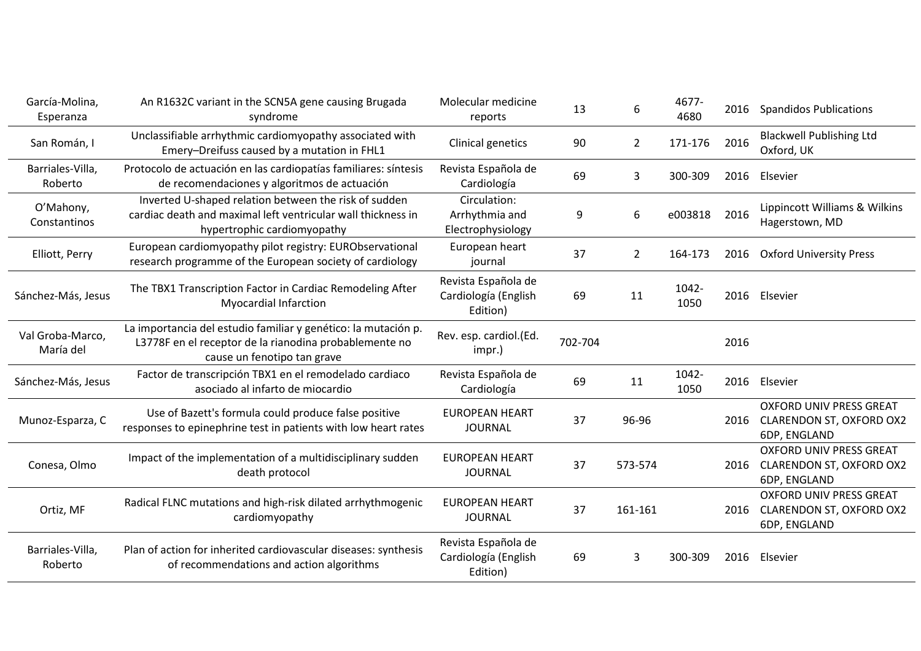| | | | | | | | |
|---|---|---|---|---|---|---|---|
| García-Molina, Esperanza | An R1632C variant in the SCN5A gene causing Brugada syndrome | Molecular medicine reports | 13 | 6 | 4677-4680 | 2016 | Spandidos Publications |
| San Román, I | Unclassifiable arrhythmic cardiomyopathy associated with Emery–Dreifuss caused by a mutation in FHL1 | Clinical genetics | 90 | 2 | 171-176 | 2016 | Blackwell Publishing Ltd Oxford, UK |
| Barriales-Villa, Roberto | Protocolo de actuación en las cardiopatías familiares: síntesis de recomendaciones y algoritmos de actuación | Revista Española de Cardiología | 69 | 3 | 300-309 | 2016 | Elsevier |
| O'Mahony, Constantinos | Inverted U-shaped relation between the risk of sudden cardiac death and maximal left ventricular wall thickness in hypertrophic cardiomyopathy | Circulation: Arrhythmia and Electrophysiology | 9 | 6 | e003818 | 2016 | Lippincott Williams & Wilkins Hagerstown, MD |
| Elliott, Perry | European cardiomyopathy pilot registry: EURObservational research programme of the European society of cardiology | European heart journal | 37 | 2 | 164-173 | 2016 | Oxford University Press |
| Sánchez-Más, Jesus | The TBX1 Transcription Factor in Cardiac Remodeling After Myocardial Infarction | Revista Española de Cardiología (English Edition) | 69 | 11 | 1042-1050 | 2016 | Elsevier |
| Val Groba-Marco, María del | La importancia del estudio familiar y genético: la mutación p. L3778F en el receptor de la rianodina probablemente no cause un fenotipo tan grave | Rev. esp. cardiol.(Ed. impr.) | 702-704 | | | 2016 | |
| Sánchez-Más, Jesus | Factor de transcripción TBX1 en el remodelado cardiaco asociado al infarto de miocardio | Revista Española de Cardiología | 69 | 11 | 1042-1050 | 2016 | Elsevier |
| Munoz-Esparza, C | Use of Bazett's formula could produce false positive responses to epinephrine test in patients with low heart rates | EUROPEAN HEART JOURNAL | 37 | 96-96 | | 2016 | OXFORD UNIV PRESS GREAT CLARENDON ST, OXFORD OX2 6DP, ENGLAND |
| Conesa, Olmo | Impact of the implementation of a multidisciplinary sudden death protocol | EUROPEAN HEART JOURNAL | 37 | 573-574 | | 2016 | OXFORD UNIV PRESS GREAT CLARENDON ST, OXFORD OX2 6DP, ENGLAND |
| Ortiz, MF | Radical FLNC mutations and high-risk dilated arrhythmogenic cardiomyopathy | EUROPEAN HEART JOURNAL | 37 | 161-161 | | 2016 | OXFORD UNIV PRESS GREAT CLARENDON ST, OXFORD OX2 6DP, ENGLAND |
| Barriales-Villa, Roberto | Plan of action for inherited cardiovascular diseases: synthesis of recommendations and action algorithms | Revista Española de Cardiología (English Edition) | 69 | 3 | 300-309 | 2016 | Elsevier |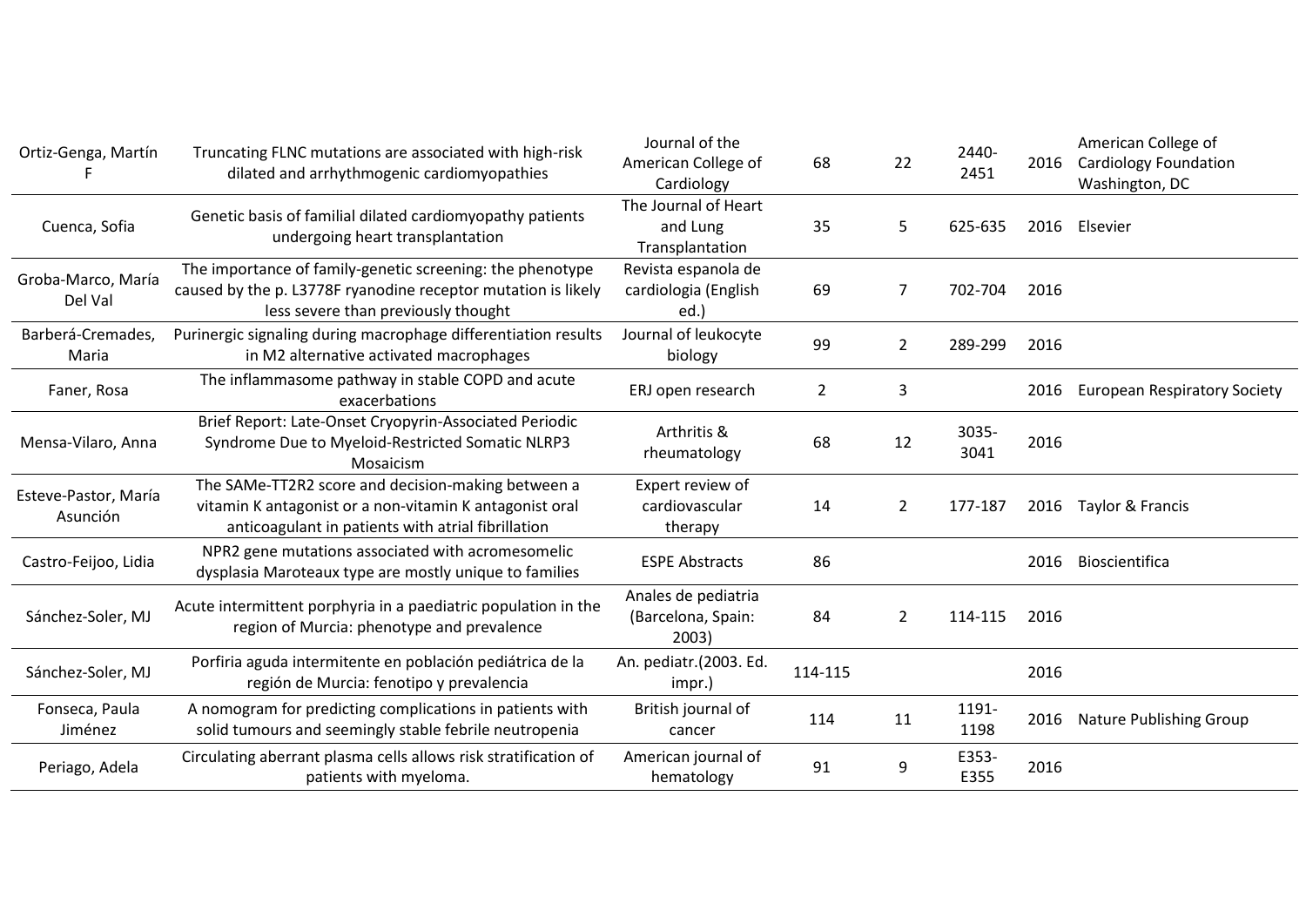| | | | | | | | |
|---|---|---|---|---|---|---|---|
| Ortiz-Genga, Martín F | Truncating FLNC mutations are associated with high-risk dilated and arrhythmogenic cardiomyopathies | Journal of the American College of Cardiology | 68 | 22 | 2440-2451 | 2016 | American College of Cardiology Foundation Washington, DC |
| Cuenca, Sofia | Genetic basis of familial dilated cardiomyopathy patients undergoing heart transplantation | The Journal of Heart and Lung Transplantation | 35 | 5 | 625-635 | 2016 | Elsevier |
| Groba-Marco, María Del Val | The importance of family-genetic screening: the phenotype caused by the p. L3778F ryanodine receptor mutation is likely less severe than previously thought | Revista espanola de cardiologia (English ed.) | 69 | 7 | 702-704 | 2016 | |
| Barberá-Cremades, Maria | Purinergic signaling during macrophage differentiation results in M2 alternative activated macrophages | Journal of leukocyte biology | 99 | 2 | 289-299 | 2016 | |
| Faner, Rosa | The inflammasome pathway in stable COPD and acute exacerbations | ERJ open research | 2 | 3 | | 2016 | European Respiratory Society |
| Mensa-Vilaro, Anna | Brief Report: Late-Onset Cryopyrin-Associated Periodic Syndrome Due to Myeloid-Restricted Somatic NLRP3 Mosaicism | Arthritis & rheumatology | 68 | 12 | 3035-3041 | 2016 | |
| Esteve-Pastor, María Asunción | The SAMe-TT2R2 score and decision-making between a vitamin K antagonist or a non-vitamin K antagonist oral anticoagulant in patients with atrial fibrillation | Expert review of cardiovascular therapy | 14 | 2 | 177-187 | 2016 | Taylor & Francis |
| Castro-Feijoo, Lidia | NPR2 gene mutations associated with acromesomelic dysplasia Maroteaux type are mostly unique to families | ESPE Abstracts | 86 | | | 2016 | Bioscientifica |
| Sánchez-Soler, MJ | Acute intermittent porphyria in a paediatric population in the region of Murcia: phenotype and prevalence | Anales de pediatria (Barcelona, Spain: 2003) | 84 | 2 | 114-115 | 2016 | |
| Sánchez-Soler, MJ | Porfiria aguda intermitente en población pediátrica de la región de Murcia: fenotipo y prevalencia | An. pediatr.(2003. Ed. impr.) | 114-115 | | | 2016 | |
| Fonseca, Paula Jiménez | A nomogram for predicting complications in patients with solid tumours and seemingly stable febrile neutropenia | British journal of cancer | 114 | 11 | 1191-1198 | 2016 | Nature Publishing Group |
| Periago, Adela | Circulating aberrant plasma cells allows risk stratification of patients with myeloma. | American journal of hematology | 91 | 9 | E353-E355 | 2016 | |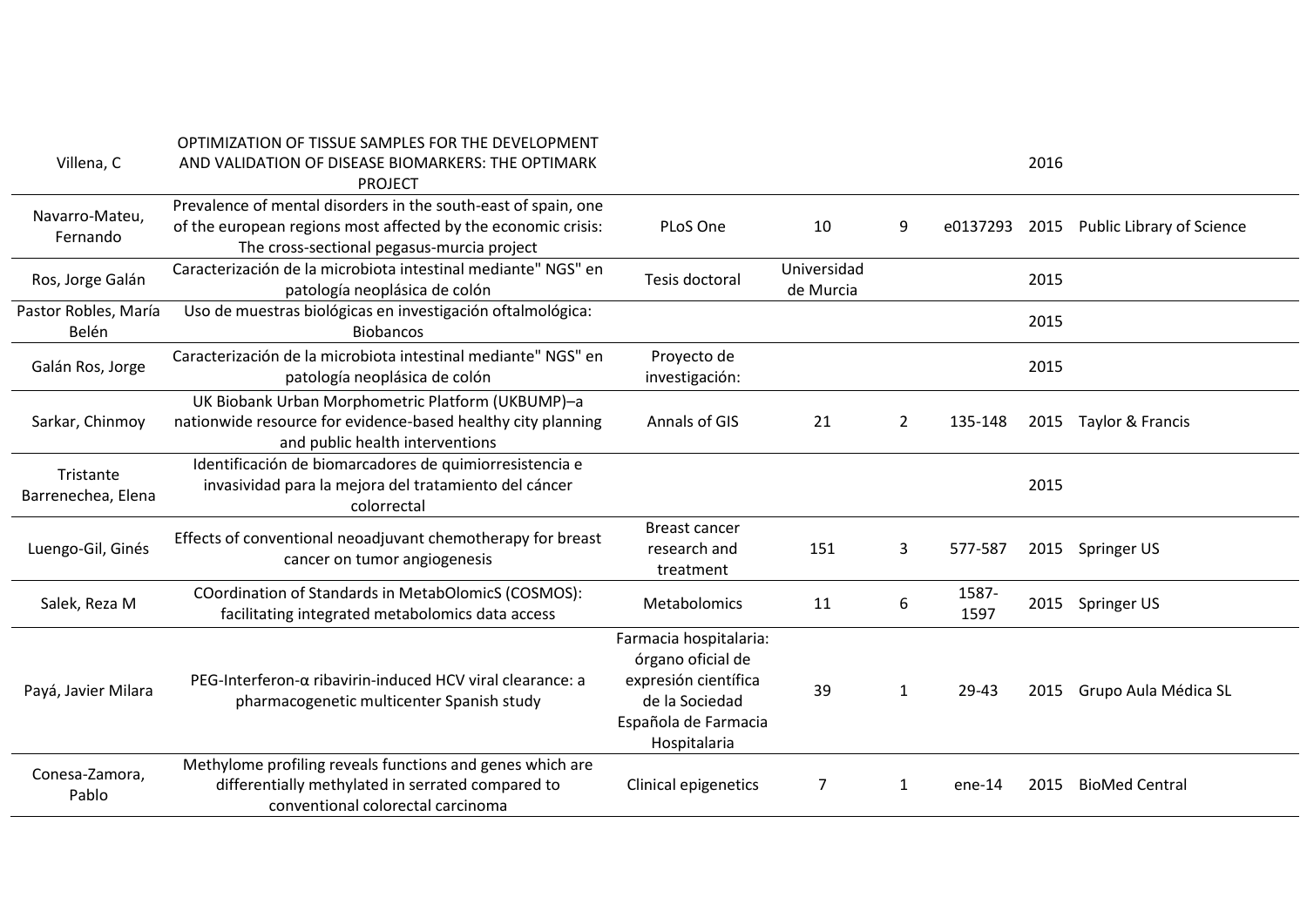| | | | | | | | |
|---|---|---|---|---|---|---|---|
| Villena, C | OPTIMIZATION OF TISSUE SAMPLES FOR THE DEVELOPMENT AND VALIDATION OF DISEASE BIOMARKERS: THE OPTIMARK PROJECT | | | | | 2016 | |
| Navarro-Mateu, Fernando | Prevalence of mental disorders in the south-east of spain, one of the european regions most affected by the economic crisis: The cross-sectional pegasus-murcia project | PLoS One | 10 | 9 | e0137293 | 2015 | Public Library of Science |
| Ros, Jorge Galán | Caracterización de la microbiota intestinal mediante" NGS" en patología neoplásica de colón | Tesis doctoral | Universidad de Murcia | | | 2015 | |
| Pastor Robles, María Belén | Uso de muestras biológicas en investigación oftalmológica: Biobancos | | | | | 2015 | |
| Galán Ros, Jorge | Caracterización de la microbiota intestinal mediante" NGS" en patología neoplásica de colón | Proyecto de investigación: | | | | 2015 | |
| Sarkar, Chinmoy | UK Biobank Urban Morphometric Platform (UKBUMP)–a nationwide resource for evidence-based healthy city planning and public health interventions | Annals of GIS | 21 | 2 | 135-148 | 2015 | Taylor & Francis |
| Tristante Barrenechea, Elena | Identificación de biomarcadores de quimiorresistencia e invasividad para la mejora del tratamiento del cáncer colorrectal | | | | | 2015 | |
| Luengo-Gil, Ginés | Effects of conventional neoadjuvant chemotherapy for breast cancer on tumor angiogenesis | Breast cancer research and treatment | 151 | 3 | 577-587 | 2015 | Springer US |
| Salek, Reza M | COordination of Standards in MetabOlomicS (COSMOS): facilitating integrated metabolomics data access | Metabolomics | 11 | 6 | 1587-1597 | 2015 | Springer US |
| Payá, Javier Milara | PEG-Interferon-α ribavirin-induced HCV viral clearance: a pharmacogenetic multicenter Spanish study | Farmacia hospitalaria: órgano oficial de expresión científica de la Sociedad Española de Farmacia Hospitalaria | 39 | 1 | 29-43 | 2015 | Grupo Aula Médica SL |
| Conesa-Zamora, Pablo | Methylome profiling reveals functions and genes which are differentially methylated in serrated compared to conventional colorectal carcinoma | Clinical epigenetics | 7 | 1 | ene-14 | 2015 | BioMed Central |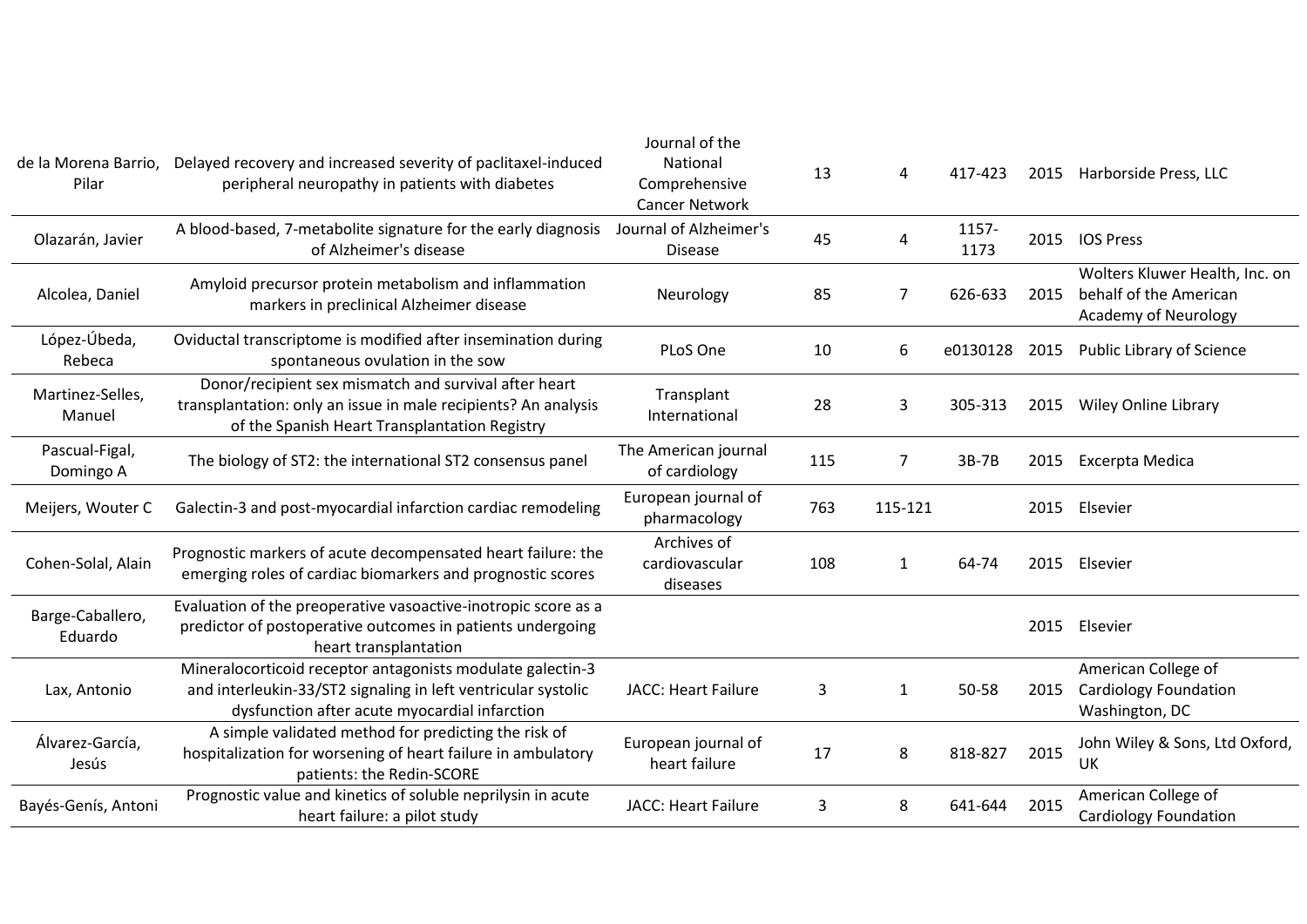| | | | | | | | |
|---|---|---|---|---|---|---|---|
| de la Morena Barrio, Pilar | Delayed recovery and increased severity of paclitaxel-induced peripheral neuropathy in patients with diabetes | Journal of the National Comprehensive Cancer Network | 13 | 4 | 417-423 | 2015 | Harborside Press, LLC |
| Olazarán, Javier | A blood-based, 7-metabolite signature for the early diagnosis of Alzheimer's disease | Journal of Alzheimer's Disease | 45 | 4 | 1157-1173 | 2015 | IOS Press |
| Alcolea, Daniel | Amyloid precursor protein metabolism and inflammation markers in preclinical Alzheimer disease | Neurology | 85 | 7 | 626-633 | 2015 | Wolters Kluwer Health, Inc. on behalf of the American Academy of Neurology |
| López-Úbeda, Rebeca | Oviductal transcriptome is modified after insemination during spontaneous ovulation in the sow | PLoS One | 10 | 6 | e0130128 | 2015 | Public Library of Science |
| Martinez-Selles, Manuel | Donor/recipient sex mismatch and survival after heart transplantation: only an issue in male recipients? An analysis of the Spanish Heart Transplantation Registry | Transplant International | 28 | 3 | 305-313 | 2015 | Wiley Online Library |
| Pascual-Figal, Domingo A | The biology of ST2: the international ST2 consensus panel | The American journal of cardiology | 115 | 7 | 3B-7B | 2015 | Excerpta Medica |
| Meijers, Wouter C | Galectin-3 and post-myocardial infarction cardiac remodeling | European journal of pharmacology | 763 | 115-121 | | 2015 | Elsevier |
| Cohen-Solal, Alain | Prognostic markers of acute decompensated heart failure: the emerging roles of cardiac biomarkers and prognostic scores | Archives of cardiovascular diseases | 108 | 1 | 64-74 | 2015 | Elsevier |
| Barge-Caballero, Eduardo | Evaluation of the preoperative vasoactive-inotropic score as a predictor of postoperative outcomes in patients undergoing heart transplantation | | | | | 2015 | Elsevier |
| Lax, Antonio | Mineralocorticoid receptor antagonists modulate galectin-3 and interleukin-33/ST2 signaling in left ventricular systolic dysfunction after acute myocardial infarction | JACC: Heart Failure | 3 | 1 | 50-58 | 2015 | American College of Cardiology Foundation Washington, DC |
| Álvarez-García, Jesús | A simple validated method for predicting the risk of hospitalization for worsening of heart failure in ambulatory patients: the Redin-SCORE | European journal of heart failure | 17 | 8 | 818-827 | 2015 | John Wiley & Sons, Ltd Oxford, UK |
| Bayés-Genís, Antoni | Prognostic value and kinetics of soluble neprilysin in acute heart failure: a pilot study | JACC: Heart Failure | 3 | 8 | 641-644 | 2015 | American College of Cardiology Foundation |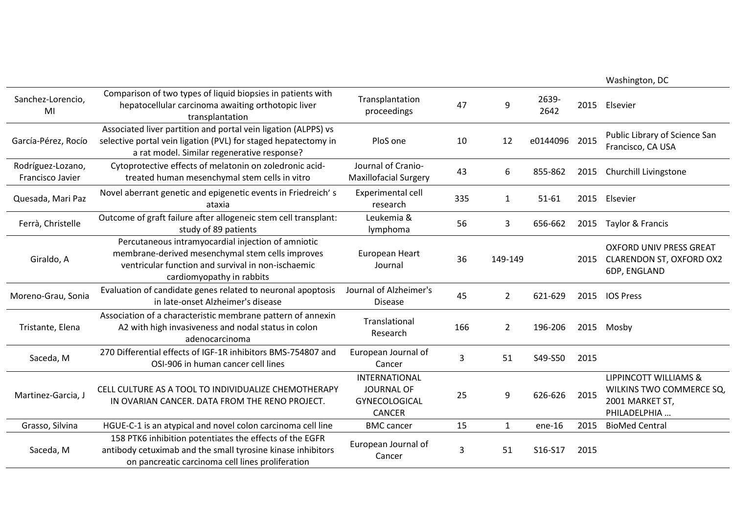| | | | | | | | |
|---|---|---|---|---|---|---|---|
| | | | | | | | Washington, DC |
| Sanchez-Lorencio, MI | Comparison of two types of liquid biopsies in patients with hepatocellular carcinoma awaiting orthotopic liver transplantation | Transplantation proceedings | 47 | 9 | 2639-2642 | 2015 | Elsevier |
| García-Pérez, Rocío | Associated liver partition and portal vein ligation (ALPPS) vs selective portal vein ligation (PVL) for staged hepatectomy in a rat model. Similar regenerative response? | PloS one | 10 | 12 | e0144096 | 2015 | Public Library of Science San Francisco, CA USA |
| Rodríguez-Lozano, Francisco Javier | Cytoprotective effects of melatonin on zoledronic acid-treated human mesenchymal stem cells in vitro | Journal of Cranio-Maxillofacial Surgery | 43 | 6 | 855-862 | 2015 | Churchill Livingstone |
| Quesada, Mari Paz | Novel aberrant genetic and epigenetic events in Friedreich' s ataxia | Experimental cell research | 335 | 1 | 51-61 | 2015 | Elsevier |
| Ferrà, Christelle | Outcome of graft failure after allogeneic stem cell transplant: study of 89 patients | Leukemia & lymphoma | 56 | 3 | 656-662 | 2015 | Taylor & Francis |
| Giraldo, A | Percutaneous intramyocardial injection of amniotic membrane-derived mesenchymal stem cells improves ventricular function and survival in non-ischaemic cardiomyopathy in rabbits | European Heart Journal | 36 | 149-149 | | 2015 | OXFORD UNIV PRESS GREAT CLARENDON ST, OXFORD OX2 6DP, ENGLAND |
| Moreno-Grau, Sonia | Evaluation of candidate genes related to neuronal apoptosis in late-onset Alzheimer's disease | Journal of Alzheimer's Disease | 45 | 2 | 621-629 | 2015 | IOS Press |
| Tristante, Elena | Association of a characteristic membrane pattern of annexin A2 with high invasiveness and nodal status in colon adenocarcinoma | Translational Research | 166 | 2 | 196-206 | 2015 | Mosby |
| Saceda, M | 270 Differential effects of IGF-1R inhibitors BMS-754807 and OSI-906 in human cancer cell lines | European Journal of Cancer | 3 | 51 | S49-S50 | 2015 | |
| Martinez-Garcia, J | CELL CULTURE AS A TOOL TO INDIVIDUALIZE CHEMOTHERAPY IN OVARIAN CANCER. DATA FROM THE RENO PROJECT. | INTERNATIONAL JOURNAL OF GYNECOLOGICAL CANCER | 25 | 9 | 626-626 | 2015 | LIPPINCOTT WILLIAMS & WILKINS TWO COMMERCE SQ, 2001 MARKET ST, PHILADELPHIA … |
| Grasso, Silvina | HGUE-C-1 is an atypical and novel colon carcinoma cell line | BMC cancer | 15 | 1 | ene-16 | 2015 | BioMed Central |
| Saceda, M | 158 PTK6 inhibition potentiates the effects of the EGFR antibody cetuximab and the small tyrosine kinase inhibitors on pancreatic carcinoma cell lines proliferation | European Journal of Cancer | 3 | 51 | S16-S17 | 2015 | |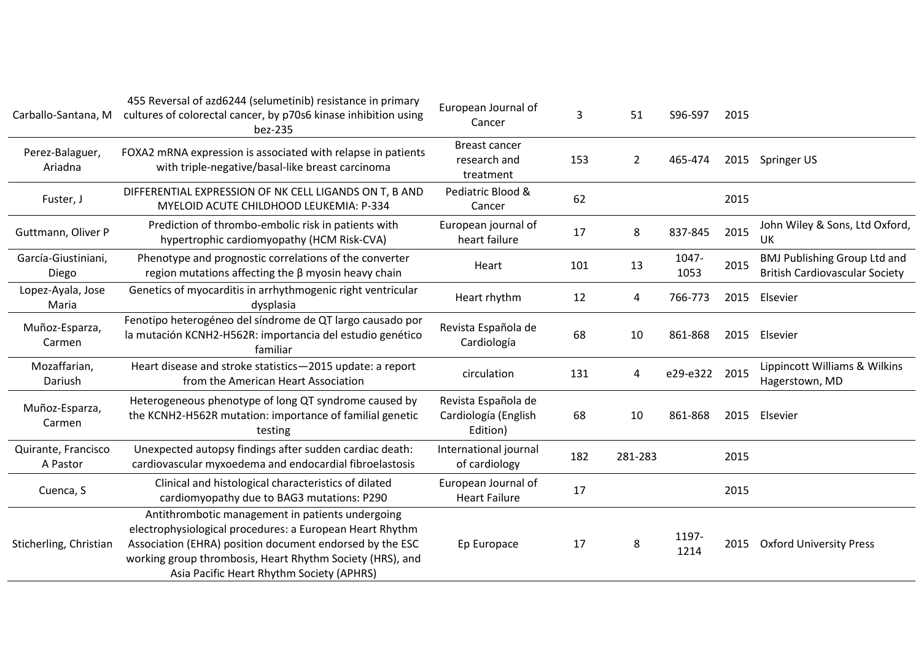| | | | | | | | |
|---|---|---|---|---|---|---|---|
| Carballo-Santana, M | 455 Reversal of azd6244 (selumetinib) resistance in primary cultures of colorectal cancer, by p70s6 kinase inhibition using bez-235 | European Journal of Cancer | 3 | 51 | S96-S97 | 2015 | |
| Perez-Balaguer, Ariadna | FOXA2 mRNA expression is associated with relapse in patients with triple-negative/basal-like breast carcinoma | Breast cancer research and treatment | 153 | 2 | 465-474 | 2015 | Springer US |
| Fuster, J | DIFFERENTIAL EXPRESSION OF NK CELL LIGANDS ON T, B AND MYELOID ACUTE CHILDHOOD LEUKEMIA: P-334 | Pediatric Blood & Cancer | 62 | | | 2015 | |
| Guttmann, Oliver P | Prediction of thrombo-embolic risk in patients with hypertrophic cardiomyopathy (HCM Risk-CVA) | European journal of heart failure | 17 | 8 | 837-845 | 2015 | John Wiley & Sons, Ltd Oxford, UK |
| García-Giustiniani, Diego | Phenotype and prognostic correlations of the converter region mutations affecting the β myosin heavy chain | Heart | 101 | 13 | 1047-1053 | 2015 | BMJ Publishing Group Ltd and British Cardiovascular Society |
| Lopez-Ayala, Jose Maria | Genetics of myocarditis in arrhythmogenic right ventricular dysplasia | Heart rhythm | 12 | 4 | 766-773 | 2015 | Elsevier |
| Muñoz-Esparza, Carmen | Fenotipo heterogéneo del síndrome de QT largo causado por la mutación KCNH2-H562R: importancia del estudio genético familiar | Revista Española de Cardiología | 68 | 10 | 861-868 | 2015 | Elsevier |
| Mozaffarian, Dariush | Heart disease and stroke statistics—2015 update: a report from the American Heart Association | circulation | 131 | 4 | e29-e322 | 2015 | Lippincott Williams & Wilkins Hagerstown, MD |
| Muñoz-Esparza, Carmen | Heterogeneous phenotype of long QT syndrome caused by the KCNH2-H562R mutation: importance of familial genetic testing | Revista Española de Cardiología (English Edition) | 68 | 10 | 861-868 | 2015 | Elsevier |
| Quirante, Francisco A Pastor | Unexpected autopsy findings after sudden cardiac death: cardiovascular myxoedema and endocardial fibroelastosis | International journal of cardiology | 182 | 281-283 | | 2015 | |
| Cuenca, S | Clinical and histological characteristics of dilated cardiomyopathy due to BAG3 mutations: P290 | European Journal of Heart Failure | 17 | | | 2015 | |
| Sticherling, Christian | Antithrombotic management in patients undergoing electrophysiological procedures: a European Heart Rhythm Association (EHRA) position document endorsed by the ESC working group thrombosis, Heart Rhythm Society (HRS), and Asia Pacific Heart Rhythm Society (APHRS) | Ep Europace | 17 | 8 | 1197-1214 | 2015 | Oxford University Press |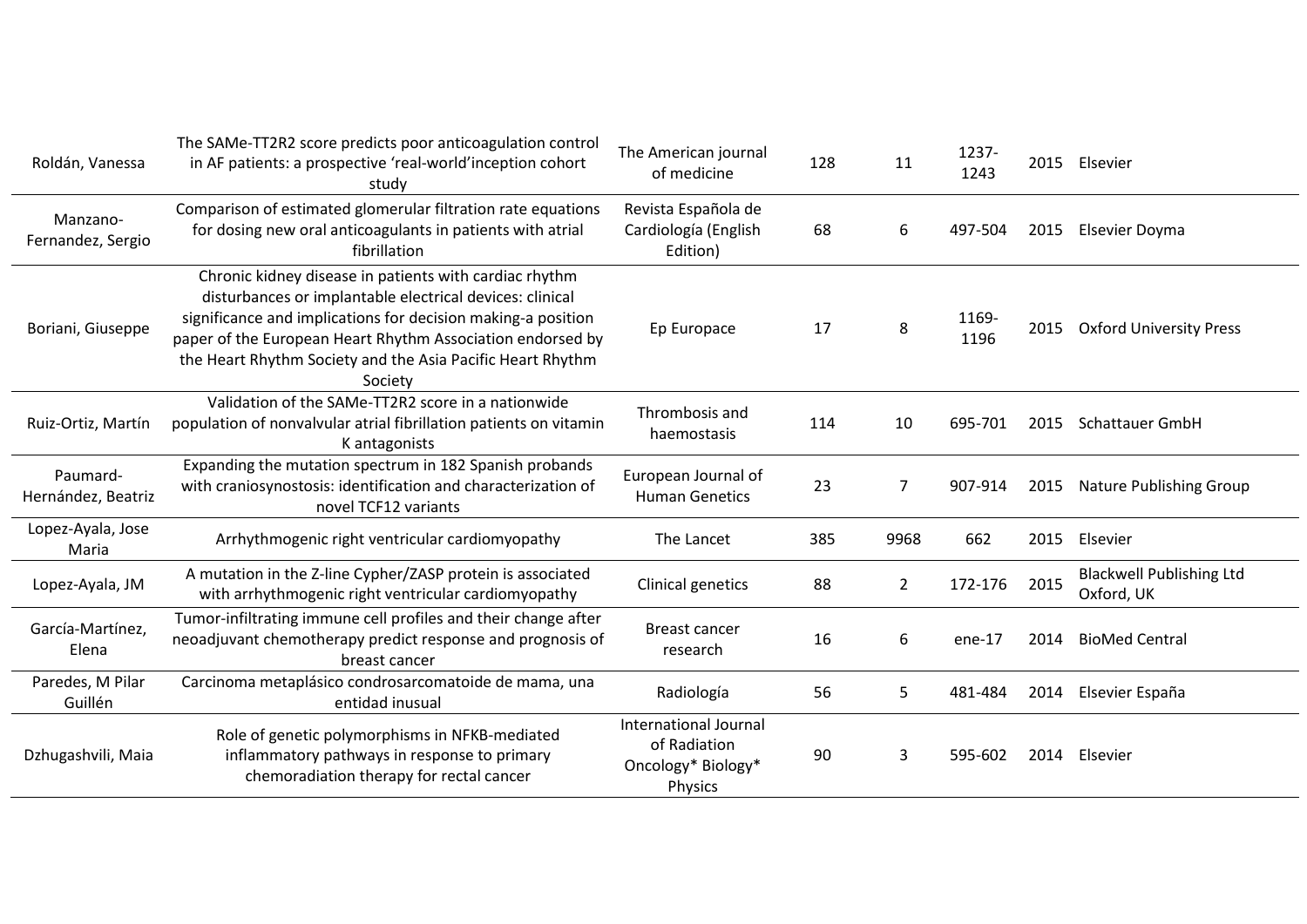| | | | | | | | |
|---|---|---|---|---|---|---|---|
| Roldán, Vanessa | The SAMe-TT2R2 score predicts poor anticoagulation control in AF patients: a prospective 'real-world'inception cohort study | The American journal of medicine | 128 | 11 | 1237-1243 | 2015 | Elsevier |
| Manzano-Fernandez, Sergio | Comparison of estimated glomerular filtration rate equations for dosing new oral anticoagulants in patients with atrial fibrillation | Revista Española de Cardiología (English Edition) | 68 | 6 | 497-504 | 2015 | Elsevier Doyma |
| Boriani, Giuseppe | Chronic kidney disease in patients with cardiac rhythm disturbances or implantable electrical devices: clinical significance and implications for decision making-a position paper of the European Heart Rhythm Association endorsed by the Heart Rhythm Society and the Asia Pacific Heart Rhythm Society | Ep Europace | 17 | 8 | 1169-1196 | 2015 | Oxford University Press |
| Ruiz-Ortiz, Martín | Validation of the SAMe-TT2R2 score in a nationwide population of nonvalvular atrial fibrillation patients on vitamin K antagonists | Thrombosis and haemostasis | 114 | 10 | 695-701 | 2015 | Schattauer GmbH |
| Paumard-Hernández, Beatriz | Expanding the mutation spectrum in 182 Spanish probands with craniosynostosis: identification and characterization of novel TCF12 variants | European Journal of Human Genetics | 23 | 7 | 907-914 | 2015 | Nature Publishing Group |
| Lopez-Ayala, Jose Maria | Arrhythmogenic right ventricular cardiomyopathy | The Lancet | 385 | 9968 | 662 | 2015 | Elsevier |
| Lopez-Ayala, JM | A mutation in the Z-line Cypher/ZASP protein is associated with arrhythmogenic right ventricular cardiomyopathy | Clinical genetics | 88 | 2 | 172-176 | 2015 | Blackwell Publishing Ltd Oxford, UK |
| García-Martínez, Elena | Tumor-infiltrating immune cell profiles and their change after neoadjuvant chemotherapy predict response and prognosis of breast cancer | Breast cancer research | 16 | 6 | ene-17 | 2014 | BioMed Central |
| Paredes, M Pilar Guillén | Carcinoma metaplásico condrosarcomatoide de mama, una entidad inusual | Radiología | 56 | 5 | 481-484 | 2014 | Elsevier España |
| Dzhugashvili, Maia | Role of genetic polymorphisms in NFKB-mediated inflammatory pathways in response to primary chemoradiation therapy for rectal cancer | International Journal of Radiation Oncology* Biology* Physics | 90 | 3 | 595-602 | 2014 | Elsevier |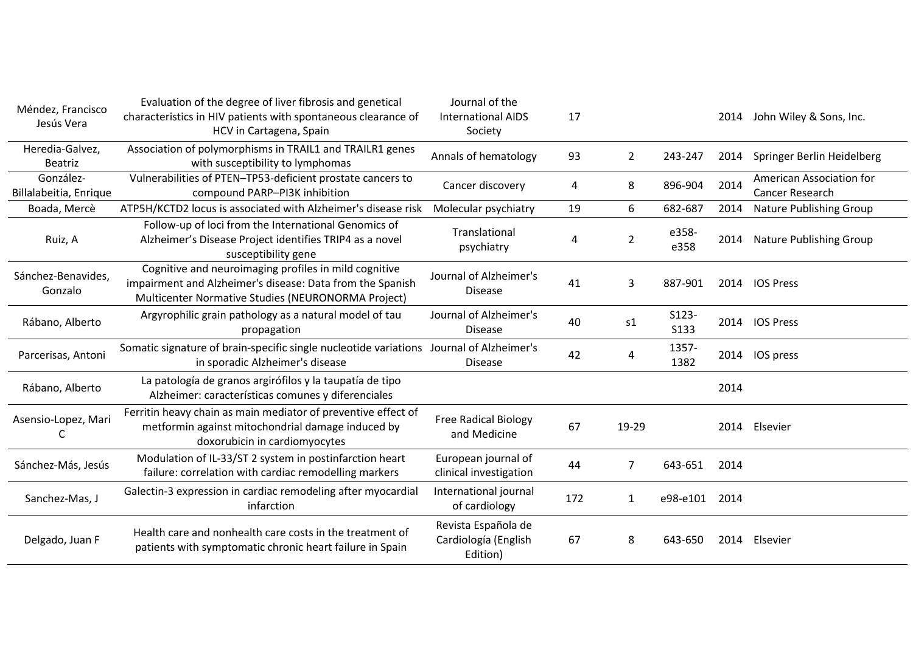| | | | | | | | |
|---|---|---|---|---|---|---|---|
| Méndez, Francisco Jesús Vera | Evaluation of the degree of liver fibrosis and genetical characteristics in HIV patients with spontaneous clearance of HCV in Cartagena, Spain | Journal of the International AIDS Society | 17 | | | 2014 | John Wiley & Sons, Inc. |
| Heredia-Galvez, Beatriz | Association of polymorphisms in TRAIL1 and TRAILR1 genes with susceptibility to lymphomas | Annals of hematology | 93 | 2 | 243-247 | 2014 | Springer Berlin Heidelberg |
| González-Billalabeitia, Enrique | Vulnerabilities of PTEN–TP53-deficient prostate cancers to compound PARP–PI3K inhibition | Cancer discovery | 4 | 8 | 896-904 | 2014 | American Association for Cancer Research |
| Boada, Mercè | ATP5H/KCTD2 locus is associated with Alzheimer's disease risk | Molecular psychiatry | 19 | 6 | 682-687 | 2014 | Nature Publishing Group |
| Ruiz, A | Follow-up of loci from the International Genomics of Alzheimer's Disease Project identifies TRIP4 as a novel susceptibility gene | Translational psychiatry | 4 | 2 | e358-e358 | 2014 | Nature Publishing Group |
| Sánchez-Benavides, Gonzalo | Cognitive and neuroimaging profiles in mild cognitive impairment and Alzheimer's disease: Data from the Spanish Multicenter Normative Studies (NEURONORMA Project) | Journal of Alzheimer's Disease | 41 | 3 | 887-901 | 2014 | IOS Press |
| Rábano, Alberto | Argyrophilic grain pathology as a natural model of tau propagation | Journal of Alzheimer's Disease | 40 | s1 | S123-S133 | 2014 | IOS Press |
| Parcerisas, Antoni | Somatic signature of brain-specific single nucleotide variations in sporadic Alzheimer's disease | Journal of Alzheimer's Disease | 42 | 4 | 1357-1382 | 2014 | IOS press |
| Rábano, Alberto | La patología de granos argirófilos y la taupatía de tipo Alzheimer: características comunes y diferenciales | | | | | 2014 | |
| Asensio-Lopez, Mari C | Ferritin heavy chain as main mediator of preventive effect of metformin against mitochondrial damage induced by doxorubicin in cardiomyocytes | Free Radical Biology and Medicine | 67 | 19-29 | | 2014 | Elsevier |
| Sánchez-Más, Jesús | Modulation of IL-33/ST 2 system in postinfarction heart failure: correlation with cardiac remodelling markers | European journal of clinical investigation | 44 | 7 | 643-651 | 2014 | |
| Sanchez-Mas, J | Galectin-3 expression in cardiac remodeling after myocardial infarction | International journal of cardiology | 172 | 1 | e98-e101 | 2014 | |
| Delgado, Juan F | Health care and nonhealth care costs in the treatment of patients with symptomatic chronic heart failure in Spain | Revista Española de Cardiología (English Edition) | 67 | 8 | 643-650 | 2014 | Elsevier |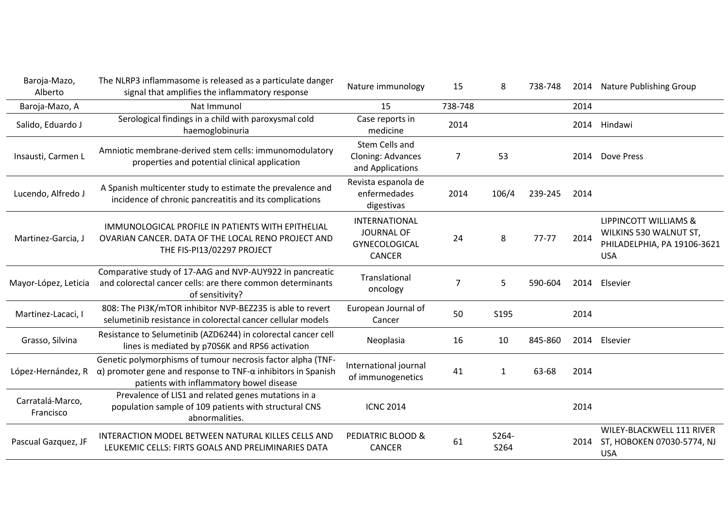| | | | | | | | |
|---|---|---|---|---|---|---|---|
| Baroja-Mazo, Alberto | The NLRP3 inflammasome is released as a particulate danger signal that amplifies the inflammatory response | Nature immunology | 15 | 8 | 738-748 | 2014 | Nature Publishing Group |
| Baroja-Mazo, A | Nat Immunol | 15 | 738-748 | | | 2014 | |
| Salido, Eduardo J | Serological findings in a child with paroxysmal cold haemoglobinuria | Case reports in medicine | 2014 | | | 2014 | Hindawi |
| Insausti, Carmen L | Amniotic membrane-derived stem cells: immunomodulatory properties and potential clinical application | Stem Cells and Cloning: Advances and Applications | 7 | 53 | | 2014 | Dove Press |
| Lucendo, Alfredo J | A Spanish multicenter study to estimate the prevalence and incidence of chronic pancreatitis and its complications | Revista espanola de enfermedades digestivas | 2014 | 106/4 | 239-245 | 2014 | |
| Martinez-Garcia, J | IMMUNOLOGICAL PROFILE IN PATIENTS WITH EPITHELIAL OVARIAN CANCER. DATA OF THE LOCAL RENO PROJECT AND THE FIS-PI13/02297 PROJECT | INTERNATIONAL JOURNAL OF GYNECOLOGICAL CANCER | 24 | 8 | 77-77 | 2014 | LIPPINCOTT WILLIAMS & WILKINS 530 WALNUT ST, PHILADELPHIA, PA 19106-3621 USA |
| Mayor-López, Leticia | Comparative study of 17-AAG and NVP-AUY922 in pancreatic and colorectal cancer cells: are there common determinants of sensitivity? | Translational oncology | 7 | 5 | 590-604 | 2014 | Elsevier |
| Martinez-Lacaci, I | 808: The PI3K/mTOR inhibitor NVP-BEZ235 is able to revert selumetinib resistance in colorectal cancer cellular models | European Journal of Cancer | 50 | S195 | | 2014 | |
| Grasso, Silvina | Resistance to Selumetinib (AZD6244) in colorectal cancer cell lines is mediated by p70S6K and RPS6 activation | Neoplasia | 16 | 10 | 845-860 | 2014 | Elsevier |
| López-Hernández, R | Genetic polymorphisms of tumour necrosis factor alpha (TNF-α) promoter gene and response to TNF-α inhibitors in Spanish patients with inflammatory bowel disease | International journal of immunogenetics | 41 | 1 | 63-68 | 2014 | |
| Carratalá-Marco, Francisco | Prevalence of LIS1 and related genes mutations in a population sample of 109 patients with structural CNS abnormalities. | ICNC 2014 | | | | 2014 | |
| Pascual Gazquez, JF | INTERACTION MODEL BETWEEN NATURAL KILLES CELLS AND LEUKEMIC CELLS: FIRTS GOALS AND PRELIMINARIES DATA | PEDIATRIC BLOOD & CANCER | 61 | S264-S264 | | 2014 | WILEY-BLACKWELL 111 RIVER ST, HOBOKEN 07030-5774, NJ USA |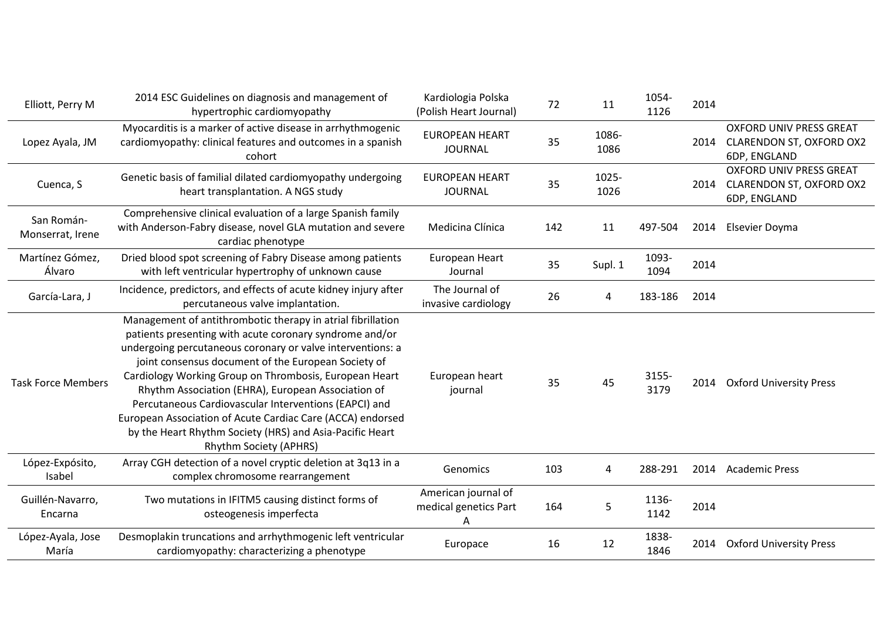| | | | | | | | |
|---|---|---|---|---|---|---|---|
| Elliott, Perry M | 2014 ESC Guidelines on diagnosis and management of hypertrophic cardiomyopathy | Kardiologia Polska (Polish Heart Journal) | 72 | 11 | 1054-1126 | 2014 | |
| Lopez Ayala, JM | Myocarditis is a marker of active disease in arrhythmogenic cardiomyopathy: clinical features and outcomes in a spanish cohort | EUROPEAN HEART JOURNAL | 35 | 1086-1086 | | 2014 | OXFORD UNIV PRESS GREAT CLARENDON ST, OXFORD OX2 6DP, ENGLAND |
| Cuenca, S | Genetic basis of familial dilated cardiomyopathy undergoing heart transplantation. A NGS study | EUROPEAN HEART JOURNAL | 35 | 1025-1026 | | 2014 | OXFORD UNIV PRESS GREAT CLARENDON ST, OXFORD OX2 6DP, ENGLAND |
| San Román-Monserrat, Irene | Comprehensive clinical evaluation of a large Spanish family with Anderson-Fabry disease, novel GLA mutation and severe cardiac phenotype | Medicina Clínica | 142 | 11 | 497-504 | 2014 | Elsevier Doyma |
| Martínez Gómez, Álvaro | Dried blood spot screening of Fabry Disease among patients with left ventricular hypertrophy of unknown cause | European Heart Journal | 35 | Supl. 1 | 1093-1094 | 2014 | |
| García-Lara, J | Incidence, predictors, and effects of acute kidney injury after percutaneous valve implantation. | The Journal of invasive cardiology | 26 | 4 | 183-186 | 2014 | |
| Task Force Members | Management of antithrombotic therapy in atrial fibrillation patients presenting with acute coronary syndrome and/or undergoing percutaneous coronary or valve interventions: a joint consensus document of the European Society of Cardiology Working Group on Thrombosis, European Heart Rhythm Association (EHRA), European Association of Percutaneous Cardiovascular Interventions (EAPCI) and European Association of Acute Cardiac Care (ACCA) endorsed by the Heart Rhythm Society (HRS) and Asia-Pacific Heart Rhythm Society (APHRS) | European heart journal | 35 | 45 | 3155-3179 | 2014 | Oxford University Press |
| López-Expósito, Isabel | Array CGH detection of a novel cryptic deletion at 3q13 in a complex chromosome rearrangement | Genomics | 103 | 4 | 288-291 | 2014 | Academic Press |
| Guillén-Navarro, Encarna | Two mutations in IFITM5 causing distinct forms of osteogenesis imperfecta | American journal of medical genetics Part A | 164 | 5 | 1136-1142 | 2014 | |
| López-Ayala, Jose María | Desmoplakin truncations and arrhythmogenic left ventricular cardiomyopathy: characterizing a phenotype | Europace | 16 | 12 | 1838-1846 | 2014 | Oxford University Press |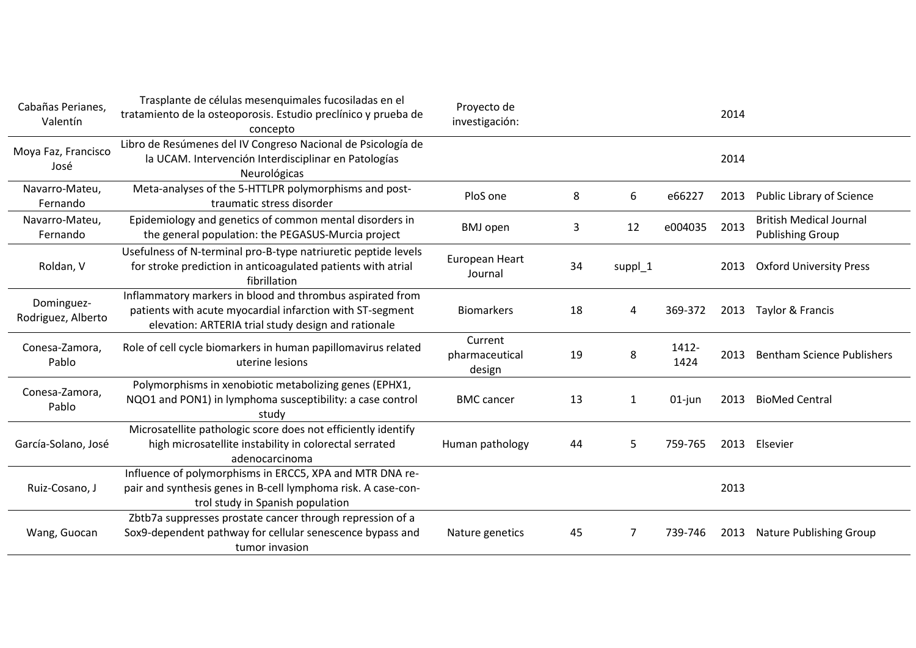| | | | | | | | |
|---|---|---|---|---|---|---|---|
| Cabañas Perianes, Valentín | Trasplante de células mesenquimales fucosiladas en el tratamiento de la osteoporosis. Estudio preclínico y prueba de concepto | Proyecto de investigación: | | | | 2014 | |
| Moya Faz, Francisco José | Libro de Resúmenes del IV Congreso Nacional de Psicología de la UCAM. Intervención Interdisciplinar en Patologías Neurológicas | | | | | 2014 | |
| Navarro-Mateu, Fernando | Meta-analyses of the 5-HTTLPR polymorphisms and post-traumatic stress disorder | PloS one | 8 | 6 | e66227 | 2013 | Public Library of Science |
| Navarro-Mateu, Fernando | Epidemiology and genetics of common mental disorders in the general population: the PEGASUS-Murcia project | BMJ open | 3 | 12 | e004035 | 2013 | British Medical Journal Publishing Group |
| Roldan, V | Usefulness of N-terminal pro-B-type natriuretic peptide levels for stroke prediction in anticoagulated patients with atrial fibrillation | European Heart Journal | 34 | suppl_1 | | 2013 | Oxford University Press |
| Dominguez-Rodriguez, Alberto | Inflammatory markers in blood and thrombus aspirated from patients with acute myocardial infarction with ST-segment elevation: ARTERIA trial study design and rationale | Biomarkers | 18 | 4 | 369-372 | 2013 | Taylor & Francis |
| Conesa-Zamora, Pablo | Role of cell cycle biomarkers in human papillomavirus related uterine lesions | Current pharmaceutical design | 19 | 8 | 1412-1424 | 2013 | Bentham Science Publishers |
| Conesa-Zamora, Pablo | Polymorphisms in xenobiotic metabolizing genes (EPHX1, NQO1 and PON1) in lymphoma susceptibility: a case control study | BMC cancer | 13 | 1 | 01-jun | 2013 | BioMed Central |
| García-Solano, José | Microsatellite pathologic score does not efficiently identify high microsatellite instability in colorectal serrated adenocarcinoma | Human pathology | 44 | 5 | 759-765 | 2013 | Elsevier |
| Ruiz-Cosano, J | Influence of polymorphisms in ERCC5, XPA and MTR DNA re-pair and synthesis genes in B-cell lymphoma risk. A case-con-trol study in Spanish population | | | | | 2013 | |
| Wang, Guocan | Zbtb7a suppresses prostate cancer through repression of a Sox9-dependent pathway for cellular senescence bypass and tumor invasion | Nature genetics | 45 | 7 | 739-746 | 2013 | Nature Publishing Group |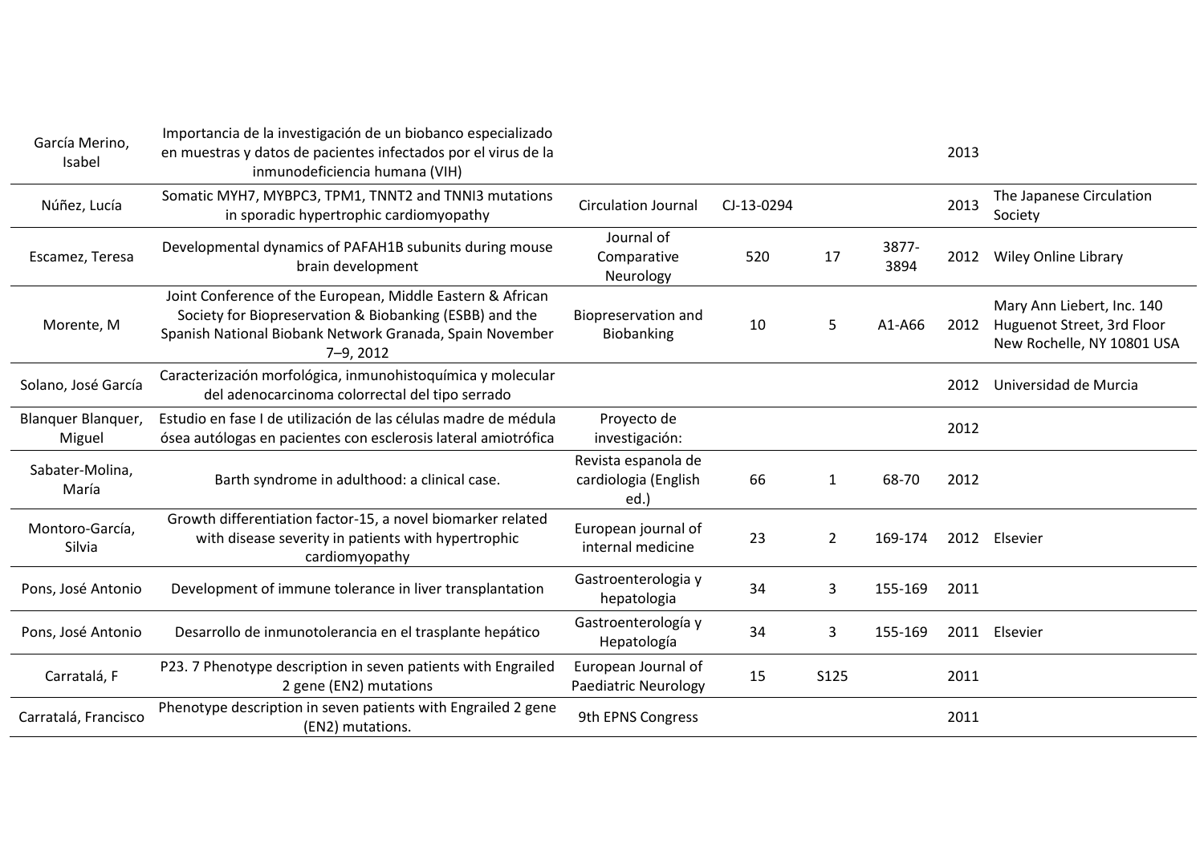| | | | | | | | |
|---|---|---|---|---|---|---|---|
| García Merino, Isabel | Importancia de la investigación de un biobanco especializado en muestras y datos de pacientes infectados por el virus de la inmunodeficiencia humana (VIH) | | | | | 2013 | |
| Núñez, Lucía | Somatic MYH7, MYBPC3, TPM1, TNNT2 and TNNI3 mutations in sporadic hypertrophic cardiomyopathy | Circulation Journal | CJ-13-0294 | | | 2013 | The Japanese Circulation Society |
| Escamez, Teresa | Developmental dynamics of PAFAH1B subunits during mouse brain development | Journal of Comparative Neurology | 520 | 17 | 3877-3894 | 2012 | Wiley Online Library |
| Morente, M | Joint Conference of the European, Middle Eastern & African Society for Biopreservation & Biobanking (ESBB) and the Spanish National Biobank Network Granada, Spain November 7–9, 2012 | Biopreservation and Biobanking | 10 | 5 | A1-A66 | 2012 | Mary Ann Liebert, Inc. 140 Huguenot Street, 3rd Floor New Rochelle, NY 10801 USA |
| Solano, José García | Caracterización morfológica, inmunohistoquímica y molecular del adenocarcinoma colorrectal del tipo serrado | | | | | 2012 | Universidad de Murcia |
| Blanquer Blanquer, Miguel | Estudio en fase I de utilización de las células madre de médula ósea autólogas en pacientes con esclerosis lateral amiotrófica | Proyecto de investigación: | | | | 2012 | |
| Sabater-Molina, María | Barth syndrome in adulthood: a clinical case. | Revista espanola de cardiologia (English ed.) | 66 | 1 | 68-70 | 2012 | |
| Montoro-García, Silvia | Growth differentiation factor-15, a novel biomarker related with disease severity in patients with hypertrophic cardiomyopathy | European journal of internal medicine | 23 | 2 | 169-174 | 2012 | Elsevier |
| Pons, José Antonio | Development of immune tolerance in liver transplantation | Gastroenterologia y hepatologia | 34 | 3 | 155-169 | 2011 | |
| Pons, José Antonio | Desarrollo de inmunotolerancia en el trasplante hepático | Gastroenterología y Hepatología | 34 | 3 | 155-169 | 2011 | Elsevier |
| Carratalá, F | P23. 7 Phenotype description in seven patients with Engrailed 2 gene (EN2) mutations | European Journal of Paediatric Neurology | 15 | S125 | | 2011 | |
| Carratalá, Francisco | Phenotype description in seven patients with Engrailed 2 gene (EN2) mutations. | 9th EPNS Congress | | | | 2011 | |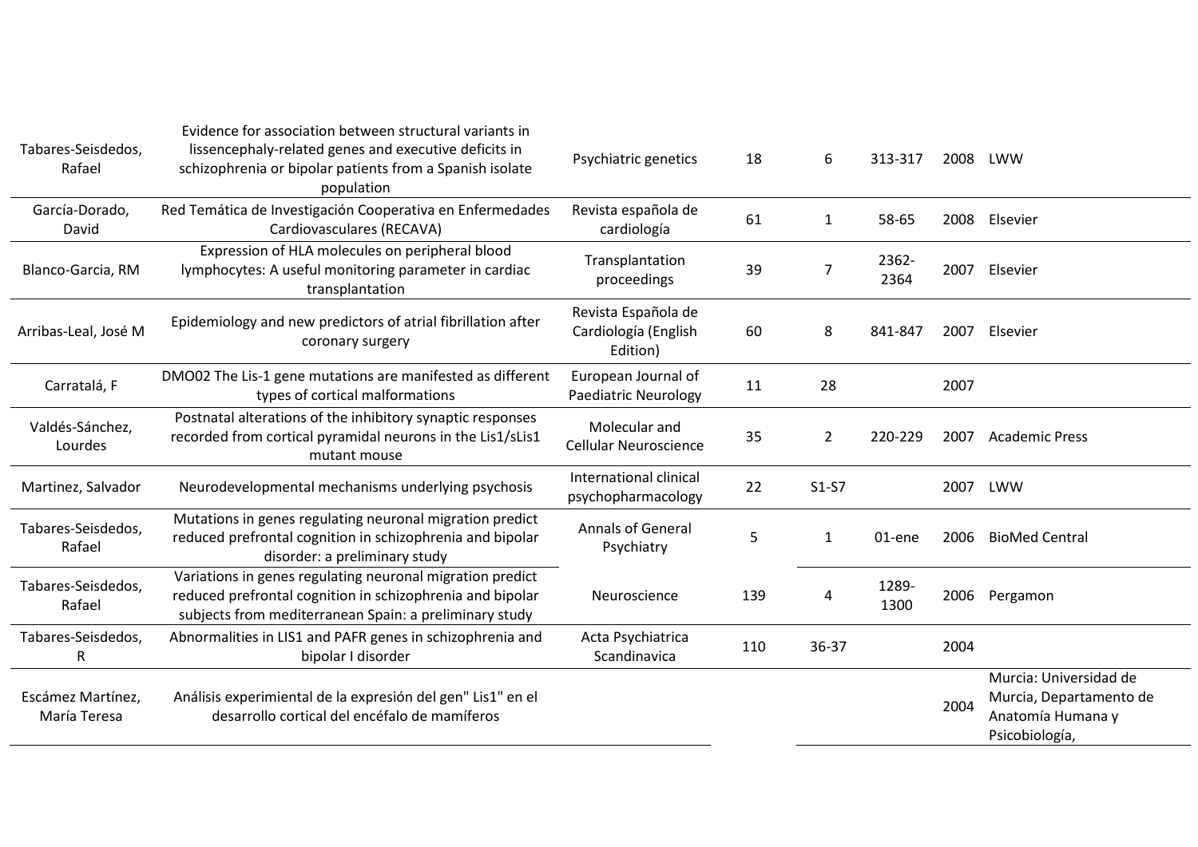| | | | | | | | |
|---|---|---|---|---|---|---|---|
| Tabares-Seisdedos, Rafael | Evidence for association between structural variants in lissencephaly-related genes and executive deficits in schizophrenia or bipolar patients from a Spanish isolate population | Psychiatric genetics | 18 | 6 | 313-317 | 2008 | LWW |
| García-Dorado, David | Red Temática de Investigación Cooperativa en Enfermedades Cardiovasculares (RECAVA) | Revista española de cardiología | 61 | 1 | 58-65 | 2008 | Elsevier |
| Blanco-Garcia, RM | Expression of HLA molecules on peripheral blood lymphocytes: A useful monitoring parameter in cardiac transplantation | Transplantation proceedings | 39 | 7 | 2362-2364 | 2007 | Elsevier |
| Arribas-Leal, José M | Epidemiology and new predictors of atrial fibrillation after coronary surgery | Revista Española de Cardiología (English Edition) | 60 | 8 | 841-847 | 2007 | Elsevier |
| Carratalá, F | DMO02 The Lis-1 gene mutations are manifested as different types of cortical malformations | European Journal of Paediatric Neurology | 11 | 28 | | 2007 | |
| Valdés-Sánchez, Lourdes | Postnatal alterations of the inhibitory synaptic responses recorded from cortical pyramidal neurons in the Lis1/sLis1 mutant mouse | Molecular and Cellular Neuroscience | 35 | 2 | 220-229 | 2007 | Academic Press |
| Martinez, Salvador | Neurodevelopmental mechanisms underlying psychosis | International clinical psychopharmacology | 22 | S1-S7 | | 2007 | LWW |
| Tabares-Seisdedos, Rafael | Mutations in genes regulating neuronal migration predict reduced prefrontal cognition in schizophrenia and bipolar disorder: a preliminary study | Annals of General Psychiatry | 5 | 1 | 01-ene | 2006 | BioMed Central |
| Tabares-Seisdedos, Rafael | Variations in genes regulating neuronal migration predict reduced prefrontal cognition in schizophrenia and bipolar subjects from mediterranean Spain: a preliminary study | Neuroscience | 139 | 4 | 1289-1300 | 2006 | Pergamon |
| Tabares-Seisdedos, R | Abnormalities in LIS1 and PAFR genes in schizophrenia and bipolar I disorder | Acta Psychiatrica Scandinavica | 110 | 36-37 | | 2004 | |
| Escámez Martínez, María Teresa | Análisis experimiental de la expresión del gen" Lis1" en el desarrollo cortical del encéfalo de mamíferos | | | | | 2004 | Murcia: Universidad de Murcia, Departamento de Anatomía Humana y Psicobiología, |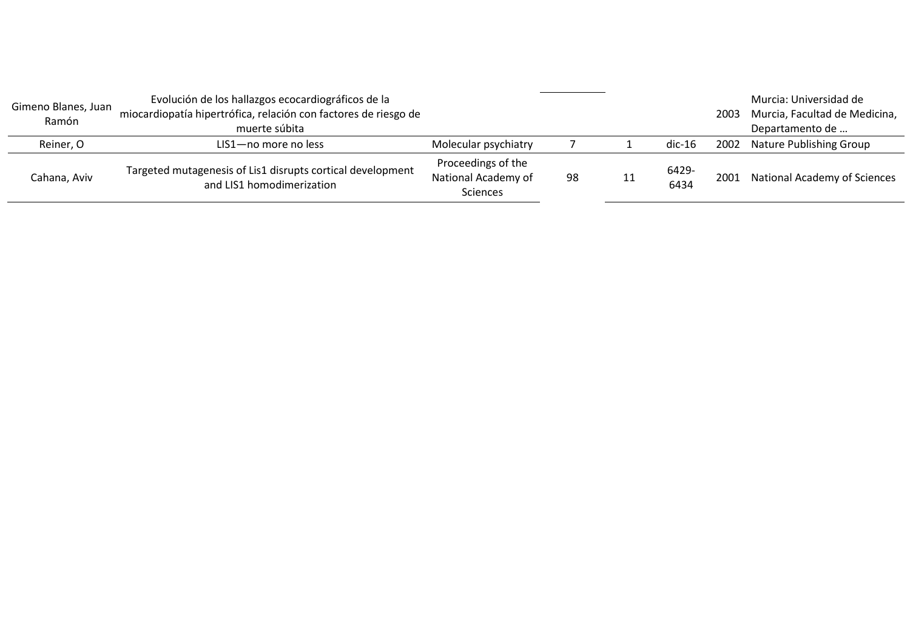| | | | | | | | |
|---|---|---|---|---|---|---|---|
| Gimeno Blanes, Juan Ramón | Evolución de los hallazgos ecocardiográficos de la miocardiopatía hipertrófica, relación con factores de riesgo de muerte súbita | | | | | 2003 | Murcia: Universidad de Murcia, Facultad de Medicina, Departamento de … |
| Reiner, O | LIS1—no more no less | Molecular psychiatry | 7 | 1 | dic-16 | 2002 | Nature Publishing Group |
| Cahana, Aviv | Targeted mutagenesis of Lis1 disrupts cortical development and LIS1 homodimerization | Proceedings of the National Academy of Sciences | 98 | 11 | 6429-6434 | 2001 | National Academy of Sciences |